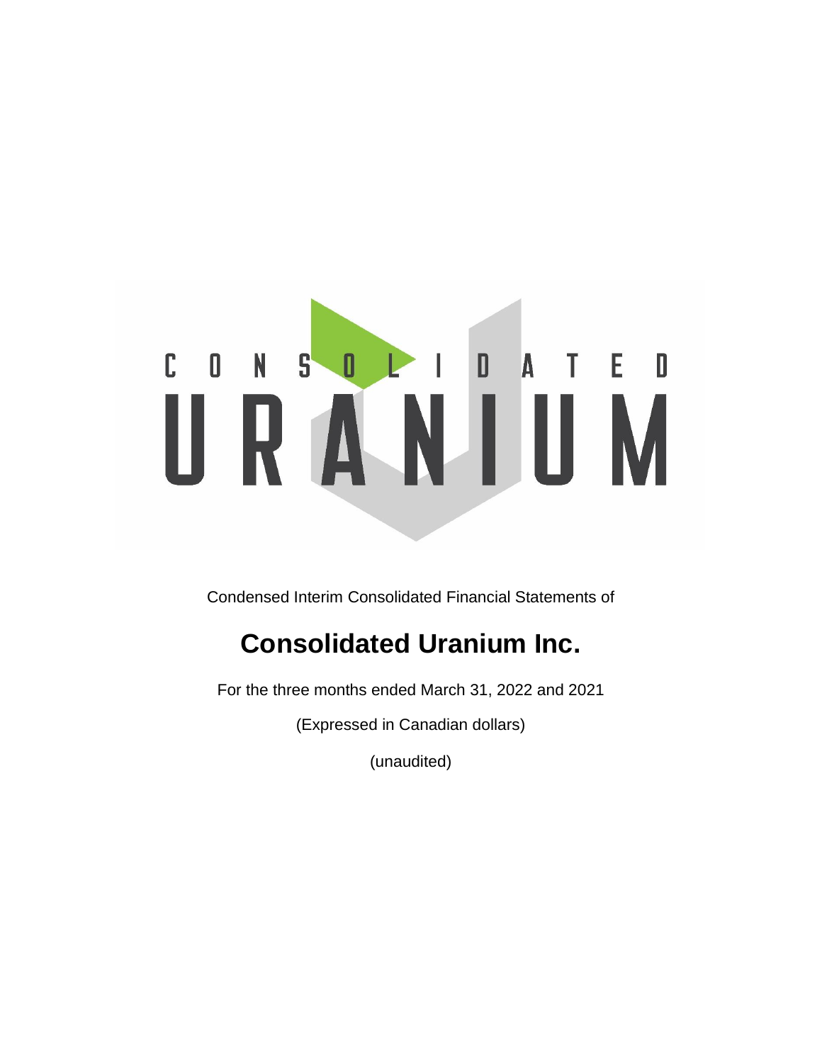Condensed Interim Consolidated Financial Statements of

# Consolidated Uranium Inc.

For the three months ended March 31, 2022 and 2021

(Expressed in Canadian dollars)

(unaudited)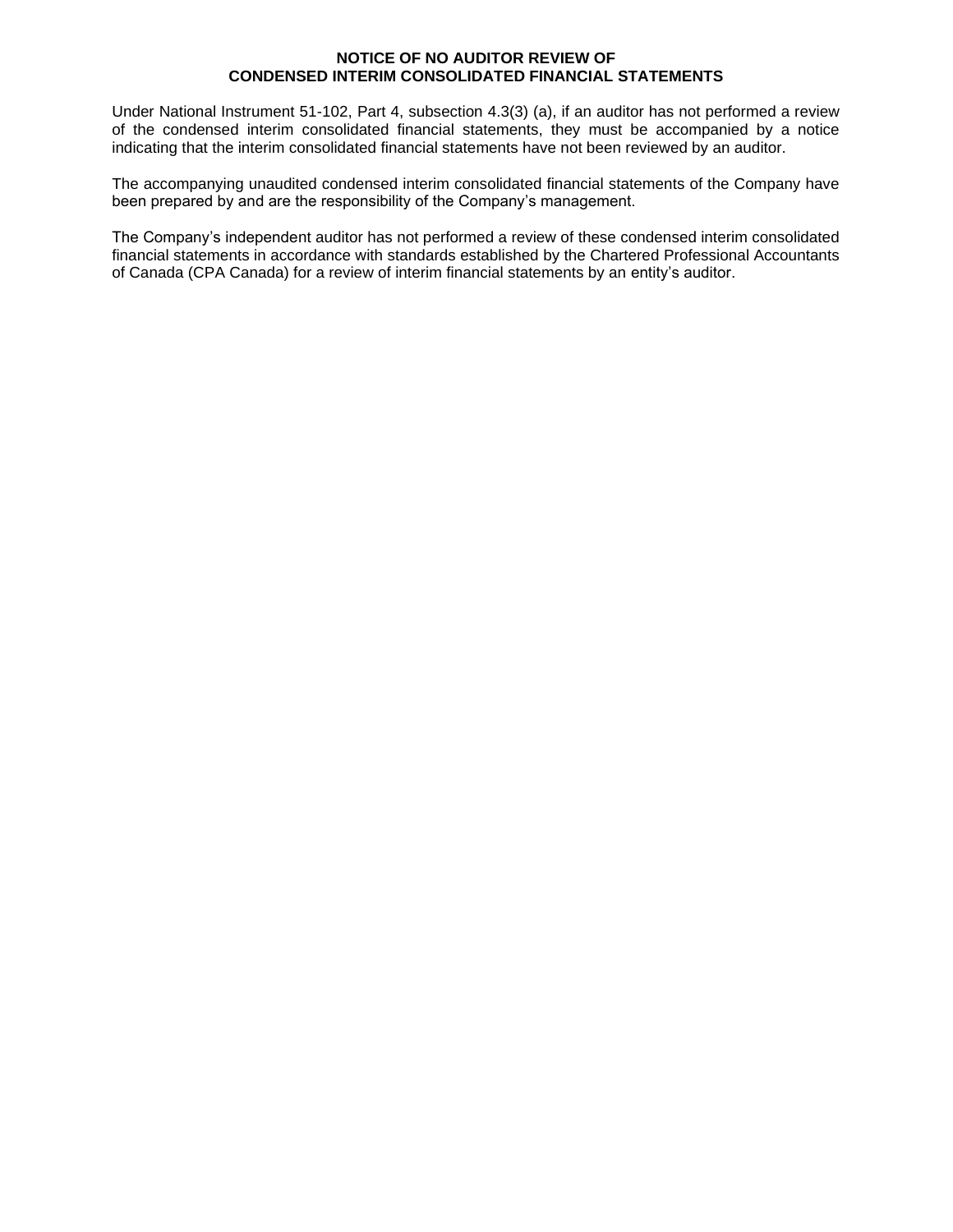# NOTICE OF NO AUDITOR REVIEW OF CONDENSED INTERIM CONSOLIDATED FINANCIAL STATEMENTS

Under National Instrument 51-102, Part 4, subsection 4.3(3) (a), if an auditor has not performed a review of the condensed interim consolidated financial statements, they must be accompanied by a notice indicating that the interim consolidated financial statements have not been reviewed by an auditor.

The accompanying unaudited condensed interim consolidated financial statements of the Company have been prepared by and are the responsibility of the Company's management.

The Company's independent auditor has not performed a review of these condensed interim consolidated financial statements in accordance with standards established by the Chartered Professional Accountants of Canada (CPA Canada) for a review of interim financial statements by an entity's auditor.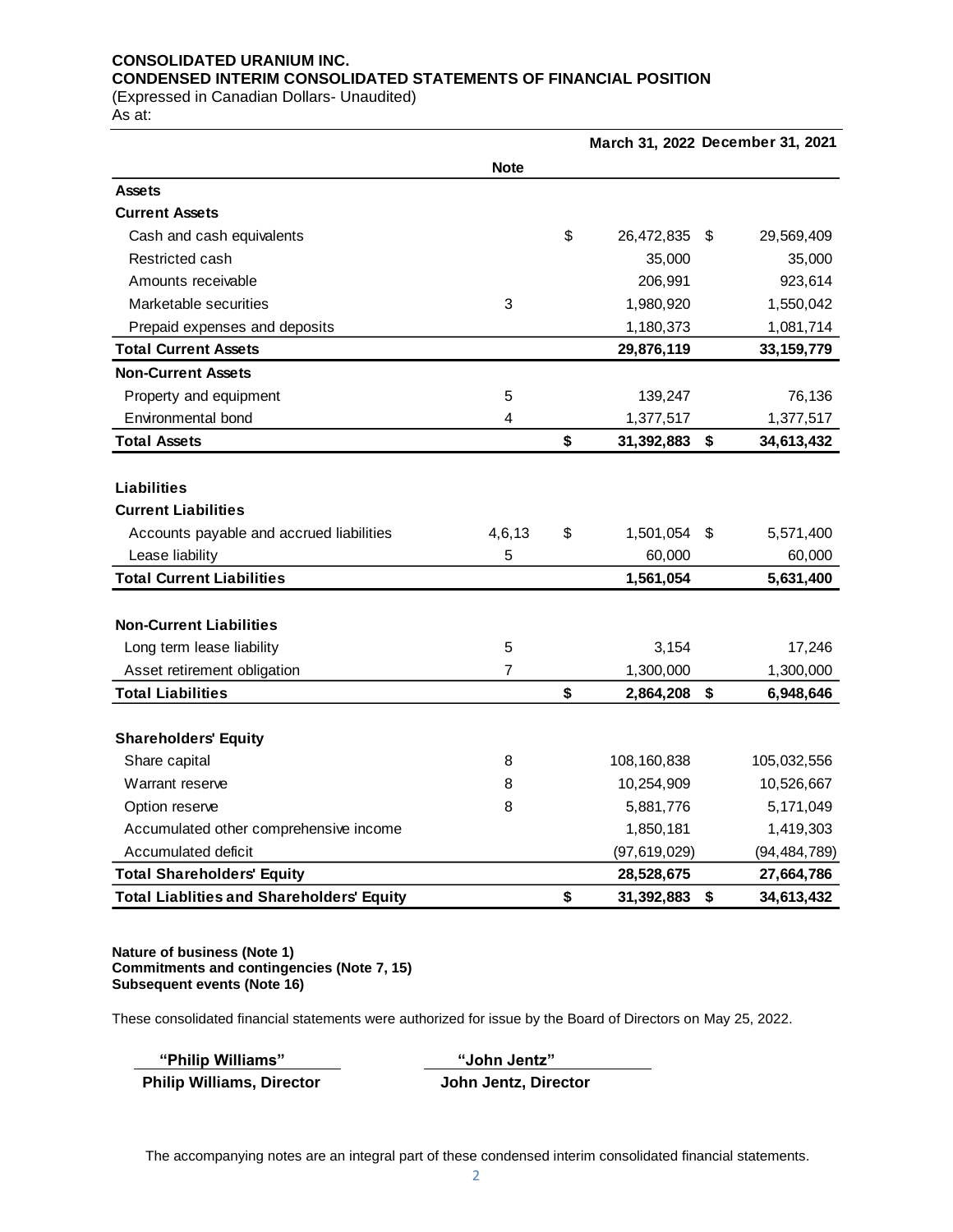**CONSOLIDATED URANIUM INC.**
**CONDENSED INTERIM CONSOLIDATED STATEMENTS OF FINANCIAL POSITION**
(Expressed in Canadian Dollars- Unaudited)
As at:

| | Note | March 31, 2022 | December 31, 2021 |
|---|---|---|---|
| **Assets** | | | |
| **Current Assets** | | | |
| Cash and cash equivalents | | $ 26,472,835 | $ 29,569,409 |
| Restricted cash | | 35,000 | 35,000 |
| Amounts receivable | | 206,991 | 923,614 |
| Marketable securities | 3 | 1,980,920 | 1,550,042 |
| Prepaid expenses and deposits | | 1,180,373 | 1,081,714 |
| **Total Current Assets** | | **29,876,119** | **33,159,779** |
| **Non-Current Assets** | | | |
| Property and equipment | 5 | 139,247 | 76,136 |
| Environmental bond | 4 | 1,377,517 | 1,377,517 |
| **Total Assets** | | **$ 31,392,883** | **$ 34,613,432** |
| | | | |
| **Liabilities** | | | |
| **Current Liabilities** | | | |
| Accounts payable and accrued liabilities | 4,6,13 | $ 1,501,054 | $ 5,571,400 |
| Lease liability | 5 | 60,000 | 60,000 |
| **Total Current Liabilities** | | **1,561,054** | **5,631,400** |
| | | | |
| **Non-Current Liabilities** | | | |
| Long term lease liability | 5 | 3,154 | 17,246 |
| Asset retirement obligation | 7 | 1,300,000 | 1,300,000 |
| **Total Liabilities** | | **$ 2,864,208** | **$ 6,948,646** |
| | | | |
| **Shareholders' Equity** | | | |
| Share capital | 8 | 108,160,838 | 105,032,556 |
| Warrant reserve | 8 | 10,254,909 | 10,526,667 |
| Option reserve | 8 | 5,881,776 | 5,171,049 |
| Accumulated other comprehensive income | | 1,850,181 | 1,419,303 |
| Accumulated deficit | | (97,619,029) | (94,484,789) |
| **Total Shareholders' Equity** | | **28,528,675** | **27,664,786** |
| **Total Liablities and Shareholders' Equity** | | **$ 31,392,883** | **$ 34,613,432** |

**Nature of business (Note 1)**
**Commitments and contingencies (Note 7, 15)**
**Subsequent events (Note 16)**

These consolidated financial statements were authorized for issue by the Board of Directors on May 25, 2022.

| **"Philip Williams"** | **"John Jentz"** |
|---|---|
| **Philip Williams, Director** | **John Jentz, Director** |

The accompanying notes are an integral part of these condensed interim consolidated financial statements.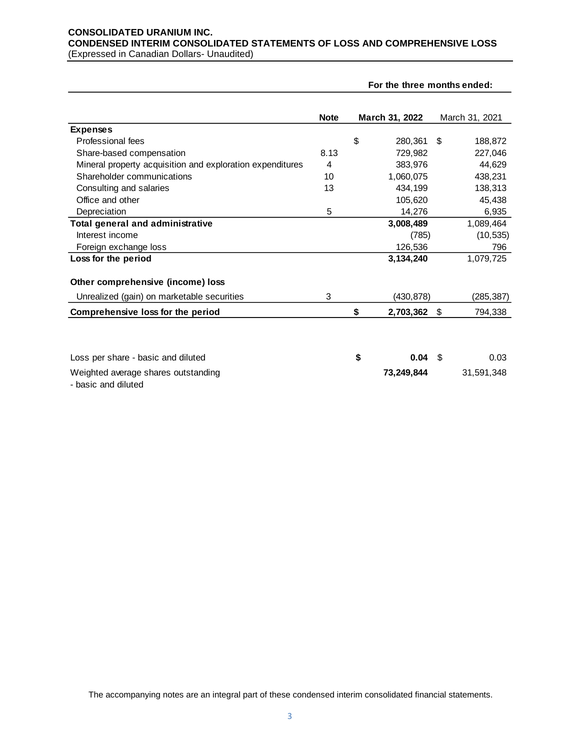**CONSOLIDATED URANIUM INC.**
**CONDENSED INTERIM CONSOLIDATED STATEMENTS OF LOSS AND COMPREHENSIVE LOSS**
(Expressed in Canadian Dollars- Unaudited)

| | | For the three months ended: | |
|---|---|---|---|
| | **Note** | **March 31, 2022** | March 31, 2021 |
| **Expenses** | | | |
| Professional fees | | $ 280,361 | $ 188,872 |
| Share-based compensation | 8.13 | 729,982 | 227,046 |
| Mineral property acquisition and exploration expenditures | 4 | 383,976 | 44,629 |
| Shareholder communications | 10 | 1,060,075 | 438,231 |
| Consulting and salaries | 13 | 434,199 | 138,313 |
| Office and other | | 105,620 | 45,438 |
| Depreciation | 5 | 14,276 | 6,935 |
| **Total general and administrative** | | **3,008,489** | 1,089,464 |
| Interest income | | (785) | (10,535) |
| Foreign exchange loss | | 126,536 | 796 |
| **Loss for the period** | | **3,134,240** | 1,079,725 |
| | | | |
| **Other comprehensive (income) loss** | | | |
| Unrealized (gain) on marketable securities | 3 | (430,878) | (285,387) |
| **Comprehensive loss for the period** | | **$ 2,703,362** | $ 794,338 |
| | | | |
| Loss per share - basic and diluted | | **$ 0.04** | $ 0.03 |
| Weighted average shares outstanding - basic and diluted | | **73,249,844** | 31,591,348 |

The accompanying notes are an integral part of these condensed interim consolidated financial statements.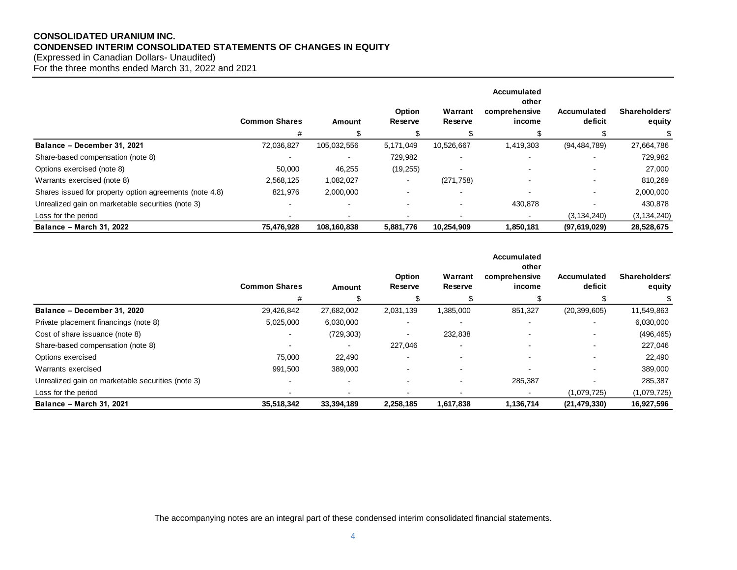**CONSOLIDATED URANIUM INC.**
**CONDENSED INTERIM CONSOLIDATED STATEMENTS OF CHANGES IN EQUITY**
(Expressed in Canadian Dollars- Unaudited)
For the three months ended March 31, 2022 and 2021

| | Common Shares | Amount | Option Reserve | Warrant Reserve | Accumulated other comprehensive income | Accumulated deficit | Shareholders' equity |
|---|---|---|---|---|---|---|---|
| | # | $ | $ | $ | $ | $ | $ |
| **Balance – December 31, 2021** | 72,036,827 | 105,032,556 | 5,171,049 | 10,526,667 | 1,419,303 | (94,484,789) | 27,664,786 |
| Share-based compensation (note 8) | - | - | 729,982 | - | - | - | 729,982 |
| Options exercised (note 8) | 50,000 | 46,255 | (19,255) | - | - | - | 27,000 |
| Warrants exercised (note 8) | 2,568,125 | 1,082,027 | - | (271,758) | - | - | 810,269 |
| Shares issued for property option agreements (note 4.8) | 821,976 | 2,000,000 | - | - | - | - | 2,000,000 |
| Unrealized gain on marketable securities (note 3) | - | - | - | - | 430,878 | - | 430,878 |
| Loss for the period | - | - | - | - | - | (3,134,240) | (3,134,240) |
| **Balance – March 31, 2022** | **75,476,928** | **108,160,838** | **5,881,776** | **10,254,909** | **1,850,181** | **(97,619,029)** | **28,528,675** |

| | Common Shares | Amount | Option Reserve | Warrant Reserve | Accumulated other comprehensive income | Accumulated deficit | Shareholders' equity |
|---|---|---|---|---|---|---|---|
| | # | $ | $ | $ | $ | $ | $ |
| **Balance – December 31, 2020** | 29,426,842 | 27,682,002 | 2,031,139 | 1,385,000 | 851,327 | (20,399,605) | 11,549,863 |
| Private placement financings (note 8) | 5,025,000 | 6,030,000 | - | - | - | - | 6,030,000 |
| Cost of share issuance (note 8) | - | (729,303) | - | 232,838 | - | - | (496,465) |
| Share-based compensation (note 8) | - | - | 227,046 | - | - | - | 227,046 |
| Options exercised | 75,000 | 22,490 | - | - | - | - | 22,490 |
| Warrants exercised | 991,500 | 389,000 | - | - | - | - | 389,000 |
| Unrealized gain on marketable securities (note 3) | - | - | - | - | 285,387 | - | 285,387 |
| Loss for the period | - | - | - | - | - | (1,079,725) | (1,079,725) |
| **Balance – March 31, 2021** | **35,518,342** | **33,394,189** | **2,258,185** | **1,617,838** | **1,136,714** | **(21,479,330)** | **16,927,596** |

The accompanying notes are an integral part of these condensed interim consolidated financial statements.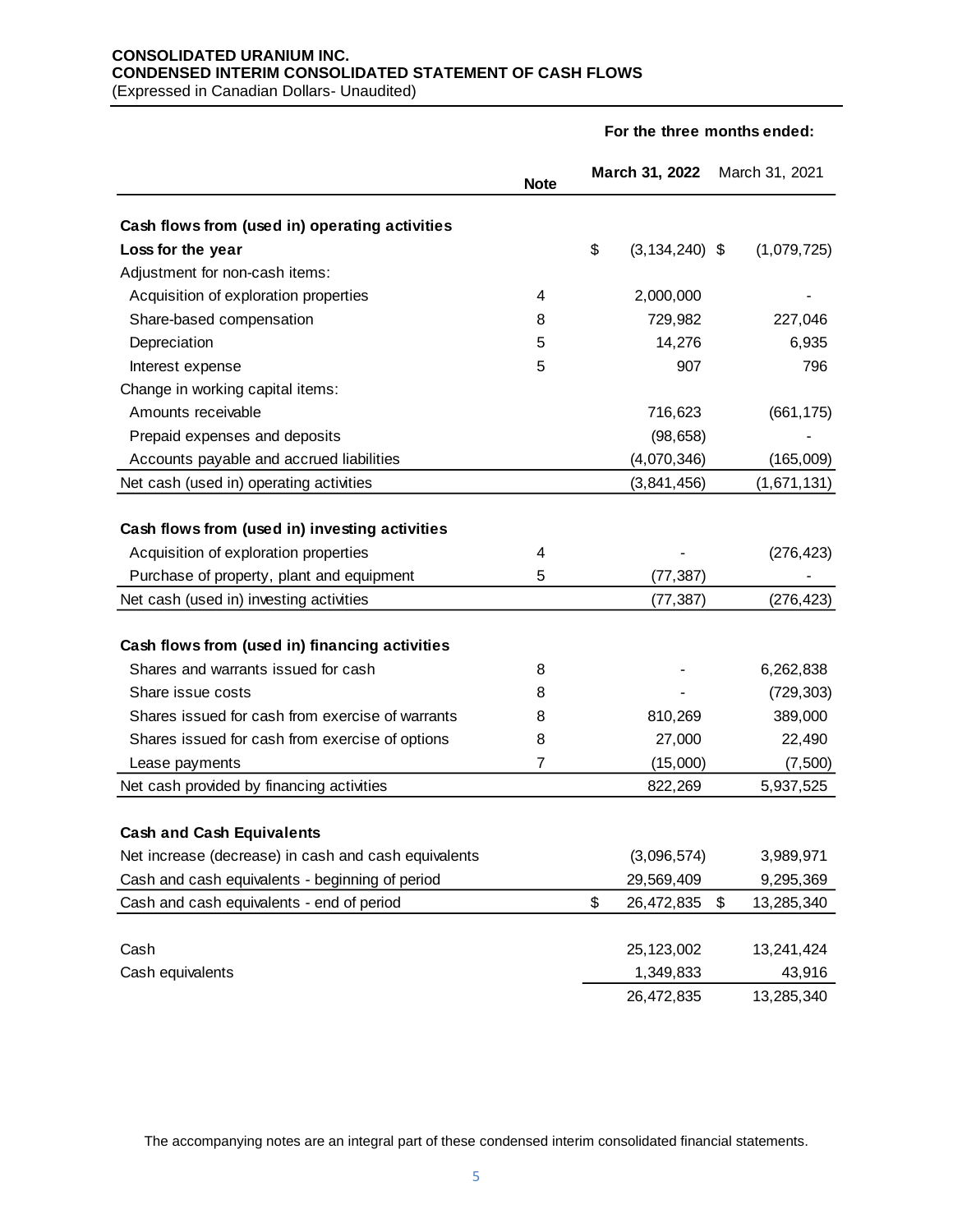**CONSOLIDATED URANIUM INC.**
**CONDENSED INTERIM CONSOLIDATED STATEMENT OF CASH FLOWS**
(Expressed in Canadian Dollars- Unaudited)

| | Note | For the three months ended: March 31, 2022 | March 31, 2021 |
|---|---|---|---|
| **Cash flows from (used in) operating activities** | | | |
| **Loss for the year** | | $ (3,134,240) | $ (1,079,725) |
| Adjustment for non-cash items: | | | |
| Acquisition of exploration properties | 4 | 2,000,000 | - |
| Share-based compensation | 8 | 729,982 | 227,046 |
| Depreciation | 5 | 14,276 | 6,935 |
| Interest expense | 5 | 907 | 796 |
| Change in working capital items: | | | |
| Amounts receivable | | 716,623 | (661,175) |
| Prepaid expenses and deposits | | (98,658) | - |
| Accounts payable and accrued liabilities | | (4,070,346) | (165,009) |
| Net cash (used in) operating activities | | (3,841,456) | (1,671,131) |
| **Cash flows from (used in) investing activities** | | | |
| Acquisition of exploration properties | 4 | - | (276,423) |
| Purchase of property, plant and equipment | 5 | (77,387) | - |
| Net cash (used in) investing activities | | (77,387) | (276,423) |
| **Cash flows from (used in) financing activities** | | | |
| Shares and warrants issued for cash | 8 | - | 6,262,838 |
| Share issue costs | 8 | - | (729,303) |
| Shares issued for cash from exercise of warrants | 8 | 810,269 | 389,000 |
| Shares issued for cash from exercise of options | 8 | 27,000 | 22,490 |
| Lease payments | 7 | (15,000) | (7,500) |
| Net cash provided by financing activities | | 822,269 | 5,937,525 |
| **Cash and Cash Equivalents** | | | |
| Net increase (decrease) in cash and cash equivalents | | (3,096,574) | 3,989,971 |
| Cash and cash equivalents - beginning of period | | 29,569,409 | 9,295,369 |
| Cash and cash equivalents - end of period | | $ 26,472,835 | $ 13,285,340 |
| Cash | | 25,123,002 | 13,241,424 |
| Cash equivalents | | 1,349,833 | 43,916 |
| | | 26,472,835 | 13,285,340 |

The accompanying notes are an integral part of these condensed interim consolidated financial statements.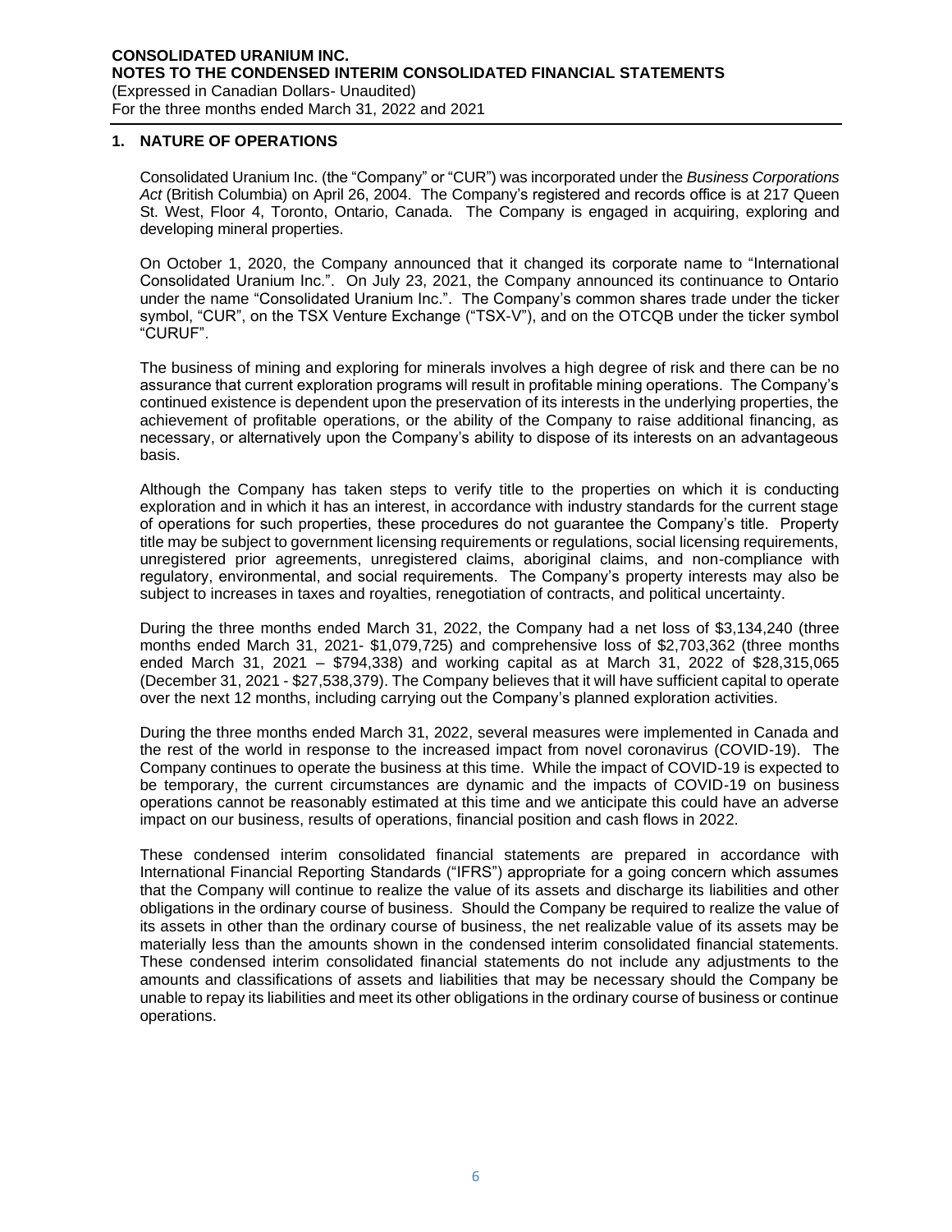## 1. NATURE OF OPERATIONS

Consolidated Uranium Inc. (the "Company" or "CUR") was incorporated under the *Business Corporations Act* (British Columbia) on April 26, 2004. The Company's registered and records office is at 217 Queen St. West, Floor 4, Toronto, Ontario, Canada. The Company is engaged in acquiring, exploring and developing mineral properties.

On October 1, 2020, the Company announced that it changed its corporate name to "International Consolidated Uranium Inc.". On July 23, 2021, the Company announced its continuance to Ontario under the name "Consolidated Uranium Inc.". The Company's common shares trade under the ticker symbol, "CUR", on the TSX Venture Exchange ("TSX-V"), and on the OTCQB under the ticker symbol "CURUF".

The business of mining and exploring for minerals involves a high degree of risk and there can be no assurance that current exploration programs will result in profitable mining operations. The Company's continued existence is dependent upon the preservation of its interests in the underlying properties, the achievement of profitable operations, or the ability of the Company to raise additional financing, as necessary, or alternatively upon the Company's ability to dispose of its interests on an advantageous basis.

Although the Company has taken steps to verify title to the properties on which it is conducting exploration and in which it has an interest, in accordance with industry standards for the current stage of operations for such properties, these procedures do not guarantee the Company's title. Property title may be subject to government licensing requirements or regulations, social licensing requirements, unregistered prior agreements, unregistered claims, aboriginal claims, and non-compliance with regulatory, environmental, and social requirements. The Company's property interests may also be subject to increases in taxes and royalties, renegotiation of contracts, and political uncertainty.

During the three months ended March 31, 2022, the Company had a net loss of $3,134,240 (three months ended March 31, 2021- $1,079,725) and comprehensive loss of $2,703,362 (three months ended March 31, 2021 – $794,338) and working capital as at March 31, 2022 of $28,315,065 (December 31, 2021 - $27,538,379). The Company believes that it will have sufficient capital to operate over the next 12 months, including carrying out the Company's planned exploration activities.

During the three months ended March 31, 2022, several measures were implemented in Canada and the rest of the world in response to the increased impact from novel coronavirus (COVID-19). The Company continues to operate the business at this time. While the impact of COVID-19 is expected to be temporary, the current circumstances are dynamic and the impacts of COVID-19 on business operations cannot be reasonably estimated at this time and we anticipate this could have an adverse impact on our business, results of operations, financial position and cash flows in 2022.

These condensed interim consolidated financial statements are prepared in accordance with International Financial Reporting Standards ("IFRS") appropriate for a going concern which assumes that the Company will continue to realize the value of its assets and discharge its liabilities and other obligations in the ordinary course of business. Should the Company be required to realize the value of its assets in other than the ordinary course of business, the net realizable value of its assets may be materially less than the amounts shown in the condensed interim consolidated financial statements. These condensed interim consolidated financial statements do not include any adjustments to the amounts and classifications of assets and liabilities that may be necessary should the Company be unable to repay its liabilities and meet its other obligations in the ordinary course of business or continue operations.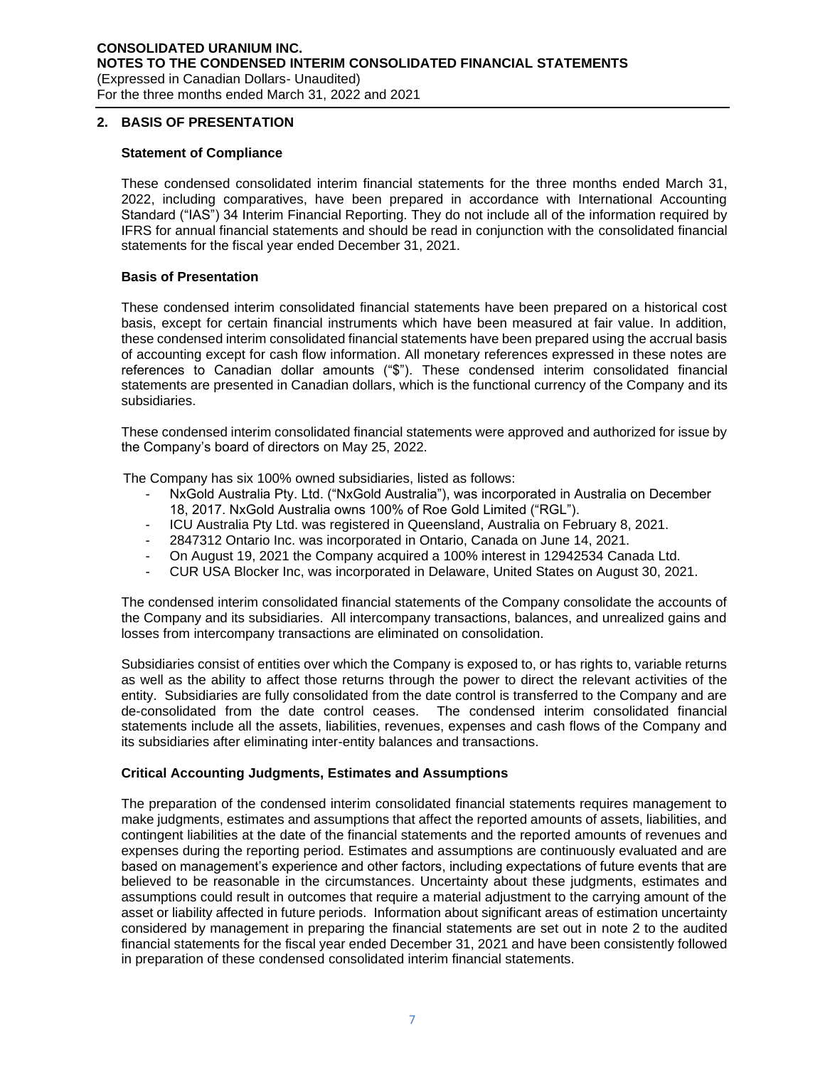## 2. BASIS OF PRESENTATION

### Statement of Compliance

These condensed consolidated interim financial statements for the three months ended March 31, 2022, including comparatives, have been prepared in accordance with International Accounting Standard ("IAS") 34 Interim Financial Reporting. They do not include all of the information required by IFRS for annual financial statements and should be read in conjunction with the consolidated financial statements for the fiscal year ended December 31, 2021.

### Basis of Presentation

These condensed interim consolidated financial statements have been prepared on a historical cost basis, except for certain financial instruments which have been measured at fair value. In addition, these condensed interim consolidated financial statements have been prepared using the accrual basis of accounting except for cash flow information. All monetary references expressed in these notes are references to Canadian dollar amounts ("$"). These condensed interim consolidated financial statements are presented in Canadian dollars, which is the functional currency of the Company and its subsidiaries.

These condensed interim consolidated financial statements were approved and authorized for issue by the Company's board of directors on May 25, 2022.

The Company has six 100% owned subsidiaries, listed as follows:

- NxGold Australia Pty. Ltd. ("NxGold Australia"), was incorporated in Australia on December 18, 2017. NxGold Australia owns 100% of Roe Gold Limited ("RGL").
- ICU Australia Pty Ltd. was registered in Queensland, Australia on February 8, 2021.
- 2847312 Ontario Inc. was incorporated in Ontario, Canada on June 14, 2021.
- On August 19, 2021 the Company acquired a 100% interest in 12942534 Canada Ltd.
- CUR USA Blocker Inc, was incorporated in Delaware, United States on August 30, 2021.

The condensed interim consolidated financial statements of the Company consolidate the accounts of the Company and its subsidiaries. All intercompany transactions, balances, and unrealized gains and losses from intercompany transactions are eliminated on consolidation.

Subsidiaries consist of entities over which the Company is exposed to, or has rights to, variable returns as well as the ability to affect those returns through the power to direct the relevant activities of the entity. Subsidiaries are fully consolidated from the date control is transferred to the Company and are de-consolidated from the date control ceases. The condensed interim consolidated financial statements include all the assets, liabilities, revenues, expenses and cash flows of the Company and its subsidiaries after eliminating inter-entity balances and transactions.

### Critical Accounting Judgments, Estimates and Assumptions

The preparation of the condensed interim consolidated financial statements requires management to make judgments, estimates and assumptions that affect the reported amounts of assets, liabilities, and contingent liabilities at the date of the financial statements and the reported amounts of revenues and expenses during the reporting period. Estimates and assumptions are continuously evaluated and are based on management's experience and other factors, including expectations of future events that are believed to be reasonable in the circumstances. Uncertainty about these judgments, estimates and assumptions could result in outcomes that require a material adjustment to the carrying amount of the asset or liability affected in future periods. Information about significant areas of estimation uncertainty considered by management in preparing the financial statements are set out in note 2 to the audited financial statements for the fiscal year ended December 31, 2021 and have been consistently followed in preparation of these condensed consolidated interim financial statements.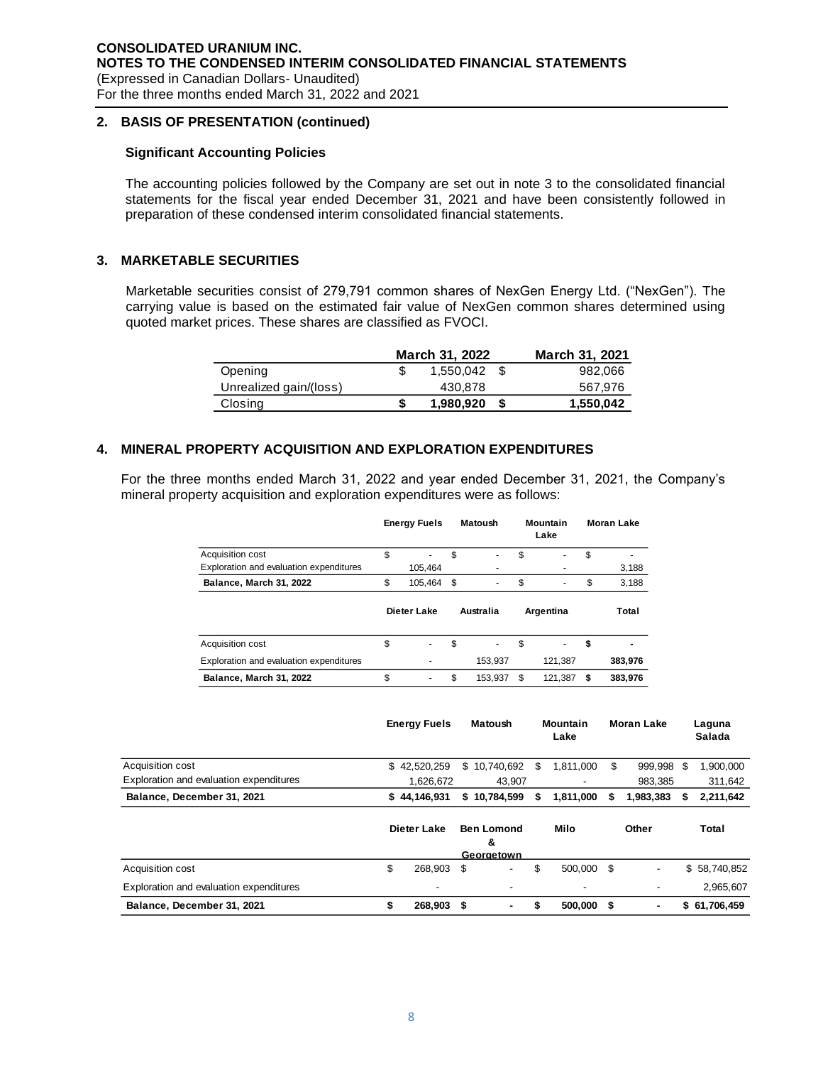## 2. BASIS OF PRESENTATION (continued)

### Significant Accounting Policies

The accounting policies followed by the Company are set out in note 3 to the consolidated financial statements for the fiscal year ended December 31, 2021 and have been consistently followed in preparation of these condensed interim consolidated financial statements.

## 3. MARKETABLE SECURITIES

Marketable securities consist of 279,791 common shares of NexGen Energy Ltd. ("NexGen"). The carrying value is based on the estimated fair value of NexGen common shares determined using quoted market prices. These shares are classified as FVOCI.

| | March 31, 2022 | March 31, 2021 |
|---|---|---|
| Opening | $ 1,550,042 | $ 982,066 |
| Unrealized gain/(loss) | 430,878 | 567,976 |
| Closing | **$ 1,980,920** | **$ 1,550,042** |

## 4. MINERAL PROPERTY ACQUISITION AND EXPLORATION EXPENDITURES

For the three months ended March 31, 2022 and year ended December 31, 2021, the Company's mineral property acquisition and exploration expenditures were as follows:

| | Energy Fuels | Matoush | Mountain Lake | Moran Lake |
|---|---|---|---|---|
| Acquisition cost | $ - | $ - | $ - | $ - |
| Exploration and evaluation expenditures | 105,464 | - | - | 3,188 |
| **Balance, March 31, 2022** | $ 105,464 | $ - | $ - | $ 3,188 |

| | Dieter Lake | Australia | Argentina | Total |
|---|---|---|---|---|
| Acquisition cost | $ - | $ - | $ - | **$ -** |
| Exploration and evaluation expenditures | - | 153,937 | 121,387 | **383,976** |
| **Balance, March 31, 2022** | $ - | $ 153,937 | $ 121,387 | **$ 383,976** |

| | Energy Fuels | Matoush | Mountain Lake | Moran Lake | Laguna Salada |
|---|---|---|---|---|---|
| Acquisition cost | $ 42,520,259 | $ 10,740,692 | $ 1,811,000 | $ 999,998 | $ 1,900,000 |
| Exploration and evaluation expenditures | 1,626,672 | 43,907 | - | 983,385 | 311,642 |
| **Balance, December 31, 2021** | **$ 44,146,931** | **$ 10,784,599** | **$ 1,811,000** | **$ 1,983,383** | **$ 2,211,642** |

| | Dieter Lake | Ben Lomond & Georgetown | Milo | Other | Total |
|---|---|---|---|---|---|
| Acquisition cost | $ 268,903 | $ - | $ 500,000 | $ - | $ 58,740,852 |
| Exploration and evaluation expenditures | - | - | - | - | 2,965,607 |
| **Balance, December 31, 2021** | **$ 268,903** | **$ -** | **$ 500,000** | **$ -** | **$ 61,706,459** |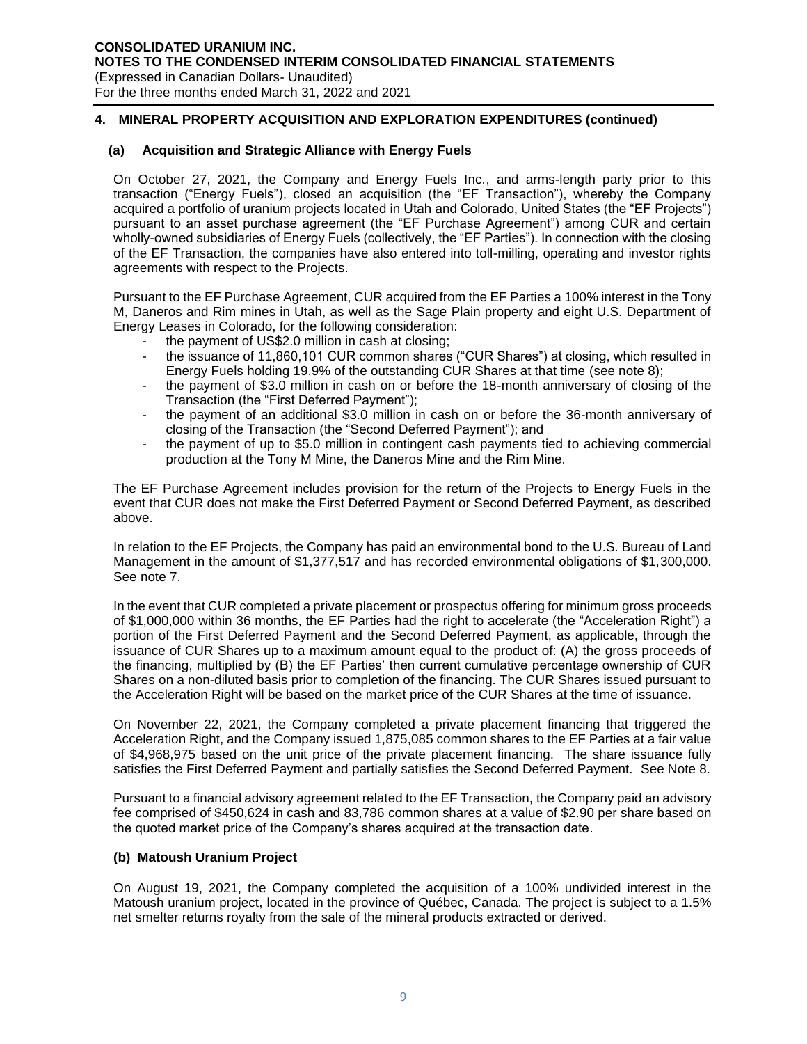## 4. MINERAL PROPERTY ACQUISITION AND EXPLORATION EXPENDITURES (continued)

### (a) Acquisition and Strategic Alliance with Energy Fuels

On October 27, 2021, the Company and Energy Fuels Inc., and arms-length party prior to this transaction ("Energy Fuels"), closed an acquisition (the "EF Transaction"), whereby the Company acquired a portfolio of uranium projects located in Utah and Colorado, United States (the "EF Projects") pursuant to an asset purchase agreement (the "EF Purchase Agreement") among CUR and certain wholly-owned subsidiaries of Energy Fuels (collectively, the "EF Parties"). In connection with the closing of the EF Transaction, the companies have also entered into toll-milling, operating and investor rights agreements with respect to the Projects.

Pursuant to the EF Purchase Agreement, CUR acquired from the EF Parties a 100% interest in the Tony M, Daneros and Rim mines in Utah, as well as the Sage Plain property and eight U.S. Department of Energy Leases in Colorado, for the following consideration:

- the payment of US$2.0 million in cash at closing;
- the issuance of 11,860,101 CUR common shares ("CUR Shares") at closing, which resulted in Energy Fuels holding 19.9% of the outstanding CUR Shares at that time (see note 8);
- the payment of $3.0 million in cash on or before the 18-month anniversary of closing of the Transaction (the "First Deferred Payment");
- the payment of an additional $3.0 million in cash on or before the 36-month anniversary of closing of the Transaction (the "Second Deferred Payment"); and
- the payment of up to $5.0 million in contingent cash payments tied to achieving commercial production at the Tony M Mine, the Daneros Mine and the Rim Mine.

The EF Purchase Agreement includes provision for the return of the Projects to Energy Fuels in the event that CUR does not make the First Deferred Payment or Second Deferred Payment, as described above.

In relation to the EF Projects, the Company has paid an environmental bond to the U.S. Bureau of Land Management in the amount of $1,377,517 and has recorded environmental obligations of $1,300,000. See note 7.

In the event that CUR completed a private placement or prospectus offering for minimum gross proceeds of $1,000,000 within 36 months, the EF Parties had the right to accelerate (the "Acceleration Right") a portion of the First Deferred Payment and the Second Deferred Payment, as applicable, through the issuance of CUR Shares up to a maximum amount equal to the product of: (A) the gross proceeds of the financing, multiplied by (B) the EF Parties' then current cumulative percentage ownership of CUR Shares on a non-diluted basis prior to completion of the financing. The CUR Shares issued pursuant to the Acceleration Right will be based on the market price of the CUR Shares at the time of issuance.

On November 22, 2021, the Company completed a private placement financing that triggered the Acceleration Right, and the Company issued 1,875,085 common shares to the EF Parties at a fair value of $4,968,975 based on the unit price of the private placement financing. The share issuance fully satisfies the First Deferred Payment and partially satisfies the Second Deferred Payment. See Note 8.

Pursuant to a financial advisory agreement related to the EF Transaction, the Company paid an advisory fee comprised of $450,624 in cash and 83,786 common shares at a value of $2.90 per share based on the quoted market price of the Company's shares acquired at the transaction date.

### (b) Matoush Uranium Project

On August 19, 2021, the Company completed the acquisition of a 100% undivided interest in the Matoush uranium project, located in the province of Québec, Canada. The project is subject to a 1.5% net smelter returns royalty from the sale of the mineral products extracted or derived.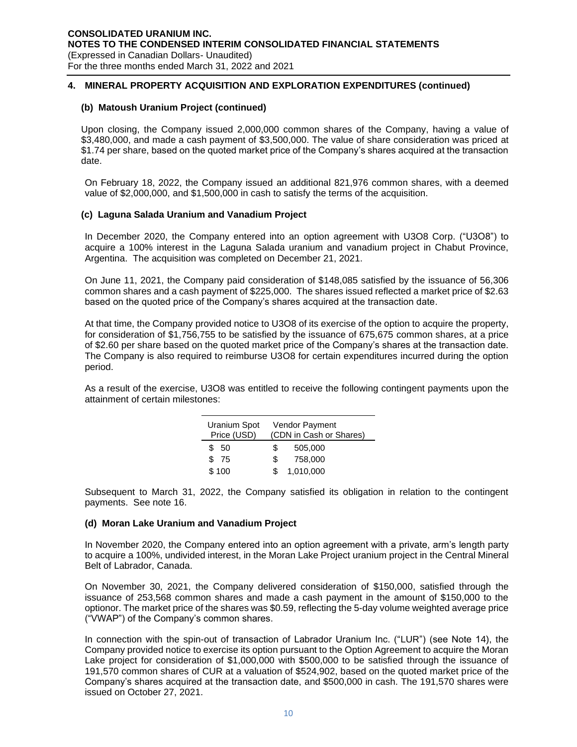## 4. MINERAL PROPERTY ACQUISITION AND EXPLORATION EXPENDITURES (continued)

### (b) Matoush Uranium Project (continued)

Upon closing, the Company issued 2,000,000 common shares of the Company, having a value of $3,480,000, and made a cash payment of $3,500,000. The value of share consideration was priced at $1.74 per share, based on the quoted market price of the Company's shares acquired at the transaction date.

On February 18, 2022, the Company issued an additional 821,976 common shares, with a deemed value of $2,000,000, and $1,500,000 in cash to satisfy the terms of the acquisition.

### (c) Laguna Salada Uranium and Vanadium Project

In December 2020, the Company entered into an option agreement with U3O8 Corp. ("U3O8") to acquire a 100% interest in the Laguna Salada uranium and vanadium project in Chabut Province, Argentina. The acquisition was completed on December 21, 2021.

On June 11, 2021, the Company paid consideration of $148,085 satisfied by the issuance of 56,306 common shares and a cash payment of $225,000. The shares issued reflected a market price of $2.63 based on the quoted price of the Company's shares acquired at the transaction date.

At that time, the Company provided notice to U3O8 of its exercise of the option to acquire the property, for consideration of $1,756,755 to be satisfied by the issuance of 675,675 common shares, at a price of $2.60 per share based on the quoted market price of the Company's shares at the transaction date. The Company is also required to reimburse U3O8 for certain expenditures incurred during the option period.

As a result of the exercise, U3O8 was entitled to receive the following contingent payments upon the attainment of certain milestones:

| Uranium Spot Price (USD) | Vendor Payment (CDN in Cash or Shares) |
|---|---|
| $ 50 | $ 505,000 |
| $ 75 | $ 758,000 |
| $ 100 | $ 1,010,000 |

Subsequent to March 31, 2022, the Company satisfied its obligation in relation to the contingent payments. See note 16.

### (d) Moran Lake Uranium and Vanadium Project

In November 2020, the Company entered into an option agreement with a private, arm's length party to acquire a 100%, undivided interest, in the Moran Lake Project uranium project in the Central Mineral Belt of Labrador, Canada.

On November 30, 2021, the Company delivered consideration of $150,000, satisfied through the issuance of 253,568 common shares and made a cash payment in the amount of $150,000 to the optionor. The market price of the shares was $0.59, reflecting the 5-day volume weighted average price ("VWAP") of the Company's common shares.

In connection with the spin-out of transaction of Labrador Uranium Inc. ("LUR") (see Note 14), the Company provided notice to exercise its option pursuant to the Option Agreement to acquire the Moran Lake project for consideration of $1,000,000 with $500,000 to be satisfied through the issuance of 191,570 common shares of CUR at a valuation of $524,902, based on the quoted market price of the Company's shares acquired at the transaction date, and $500,000 in cash. The 191,570 shares were issued on October 27, 2021.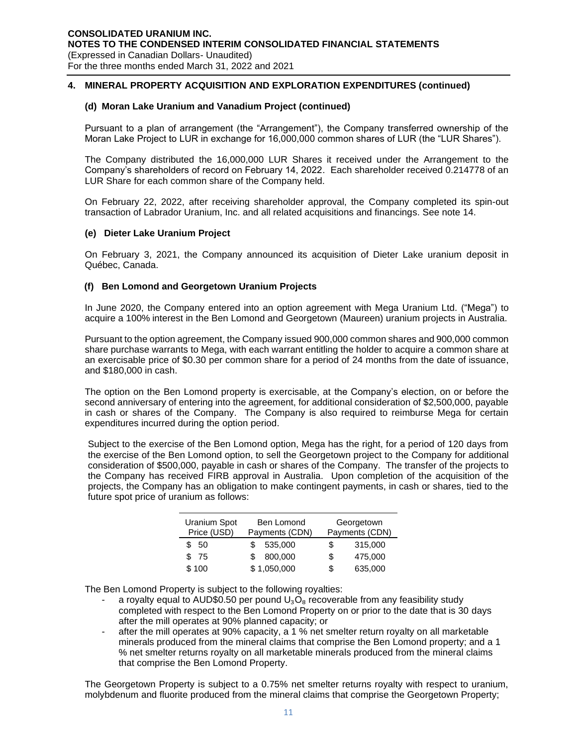## 4. MINERAL PROPERTY ACQUISITION AND EXPLORATION EXPENDITURES (continued)

### (d) Moran Lake Uranium and Vanadium Project (continued)

Pursuant to a plan of arrangement (the "Arrangement"), the Company transferred ownership of the Moran Lake Project to LUR in exchange for 16,000,000 common shares of LUR (the "LUR Shares").

The Company distributed the 16,000,000 LUR Shares it received under the Arrangement to the Company's shareholders of record on February 14, 2022. Each shareholder received 0.214778 of an LUR Share for each common share of the Company held.

On February 22, 2022, after receiving shareholder approval, the Company completed its spin-out transaction of Labrador Uranium, Inc. and all related acquisitions and financings. See note 14.

### (e) Dieter Lake Uranium Project

On February 3, 2021, the Company announced its acquisition of Dieter Lake uranium deposit in Québec, Canada.

### (f) Ben Lomond and Georgetown Uranium Projects

In June 2020, the Company entered into an option agreement with Mega Uranium Ltd. ("Mega") to acquire a 100% interest in the Ben Lomond and Georgetown (Maureen) uranium projects in Australia.

Pursuant to the option agreement, the Company issued 900,000 common shares and 900,000 common share purchase warrants to Mega, with each warrant entitling the holder to acquire a common share at an exercisable price of $0.30 per common share for a period of 24 months from the date of issuance, and $180,000 in cash.

The option on the Ben Lomond property is exercisable, at the Company's election, on or before the second anniversary of entering into the agreement, for additional consideration of $2,500,000, payable in cash or shares of the Company. The Company is also required to reimburse Mega for certain expenditures incurred during the option period.

Subject to the exercise of the Ben Lomond option, Mega has the right, for a period of 120 days from the exercise of the Ben Lomond option, to sell the Georgetown project to the Company for additional consideration of $500,000, payable in cash or shares of the Company. The transfer of the projects to the Company has received FIRB approval in Australia. Upon completion of the acquisition of the projects, the Company has an obligation to make contingent payments, in cash or shares, tied to the future spot price of uranium as follows:

| Uranium Spot Price (USD) | Ben Lomond Payments (CDN) | Georgetown Payments (CDN) |
|---|---|---|
| $ 50 | $ 535,000 | $ 315,000 |
| $ 75 | $ 800,000 | $ 475,000 |
| $ 100 | $ 1,050,000 | $ 635,000 |

The Ben Lomond Property is subject to the following royalties:

- a royalty equal to AUD$0.50 per pound $U_3O_8$ recoverable from any feasibility study completed with respect to the Ben Lomond Property on or prior to the date that is 30 days after the mill operates at 90% planned capacity; or
- after the mill operates at 90% capacity, a 1 % net smelter return royalty on all marketable minerals produced from the mineral claims that comprise the Ben Lomond property; and a 1 % net smelter returns royalty on all marketable minerals produced from the mineral claims that comprise the Ben Lomond Property.

The Georgetown Property is subject to a 0.75% net smelter returns royalty with respect to uranium, molybdenum and fluorite produced from the mineral claims that comprise the Georgetown Property;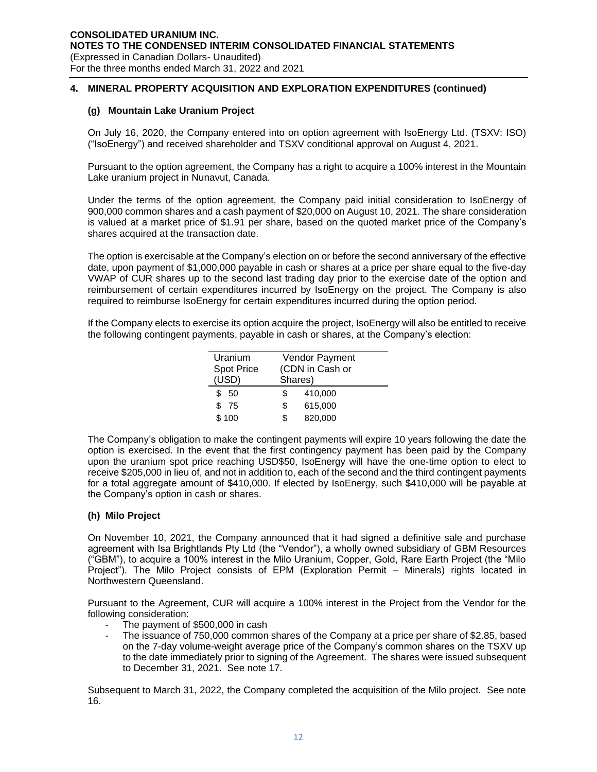## 4. MINERAL PROPERTY ACQUISITION AND EXPLORATION EXPENDITURES (continued)

### (g) Mountain Lake Uranium Project

On July 16, 2020, the Company entered into on option agreement with IsoEnergy Ltd. (TSXV: ISO) ("IsoEnergy") and received shareholder and TSXV conditional approval on August 4, 2021.

Pursuant to the option agreement, the Company has a right to acquire a 100% interest in the Mountain Lake uranium project in Nunavut, Canada.

Under the terms of the option agreement, the Company paid initial consideration to IsoEnergy of 900,000 common shares and a cash payment of $20,000 on August 10, 2021. The share consideration is valued at a market price of $1.91 per share, based on the quoted market price of the Company's shares acquired at the transaction date.

The option is exercisable at the Company's election on or before the second anniversary of the effective date, upon payment of $1,000,000 payable in cash or shares at a price per share equal to the five-day VWAP of CUR shares up to the second last trading day prior to the exercise date of the option and reimbursement of certain expenditures incurred by IsoEnergy on the project. The Company is also required to reimburse IsoEnergy for certain expenditures incurred during the option period.

If the Company elects to exercise its option acquire the project, IsoEnergy will also be entitled to receive the following contingent payments, payable in cash or shares, at the Company's election:

| Uranium Spot Price (USD) | Vendor Payment (CDN in Cash or Shares) |
|---|---|
| $ 50 | $ 410,000 |
| $ 75 | $ 615,000 |
| $ 100 | $ 820,000 |

The Company's obligation to make the contingent payments will expire 10 years following the date the option is exercised. In the event that the first contingency payment has been paid by the Company upon the uranium spot price reaching USD$50, IsoEnergy will have the one-time option to elect to receive $205,000 in lieu of, and not in addition to, each of the second and the third contingent payments for a total aggregate amount of $410,000. If elected by IsoEnergy, such $410,000 will be payable at the Company's option in cash or shares.

### (h) Milo Project

On November 10, 2021, the Company announced that it had signed a definitive sale and purchase agreement with Isa Brightlands Pty Ltd (the "Vendor"), a wholly owned subsidiary of GBM Resources ("GBM"), to acquire a 100% interest in the Milo Uranium, Copper, Gold, Rare Earth Project (the "Milo Project"). The Milo Project consists of EPM (Exploration Permit – Minerals) rights located in Northwestern Queensland.

Pursuant to the Agreement, CUR will acquire a 100% interest in the Project from the Vendor for the following consideration:

- The payment of $500,000 in cash
- The issuance of 750,000 common shares of the Company at a price per share of $2.85, based on the 7-day volume-weight average price of the Company's common shares on the TSXV up to the date immediately prior to signing of the Agreement. The shares were issued subsequent to December 31, 2021. See note 17.

Subsequent to March 31, 2022, the Company completed the acquisition of the Milo project. See note 16.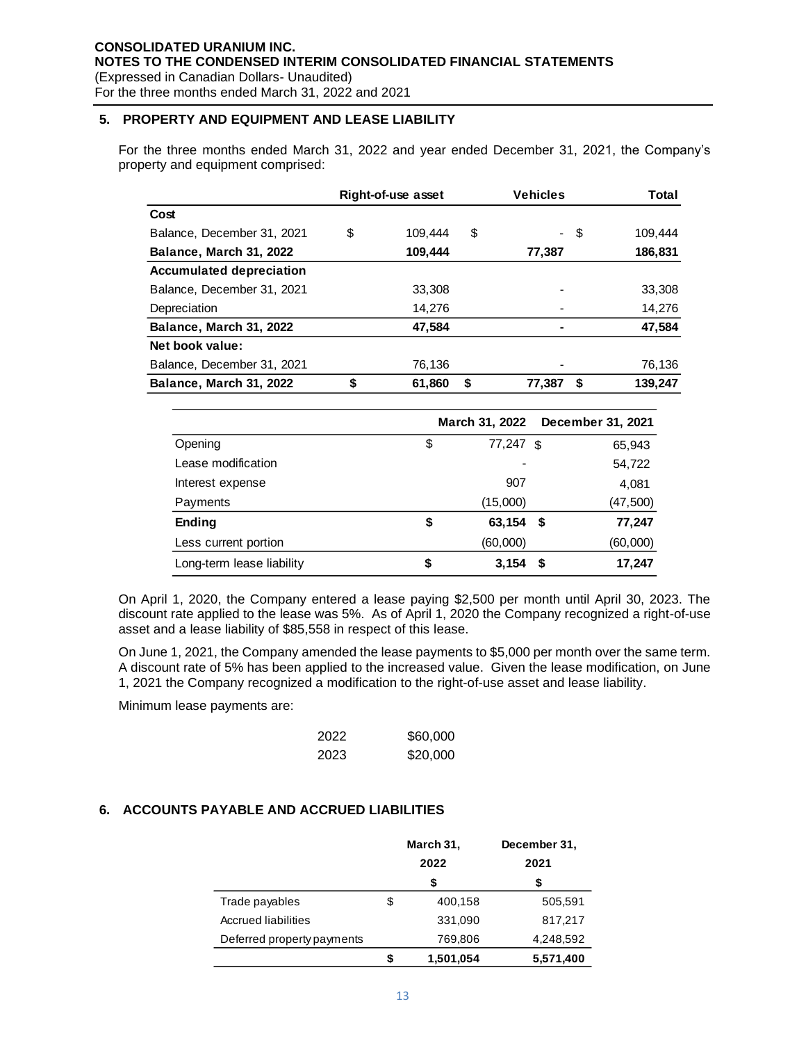## 5. PROPERTY AND EQUIPMENT AND LEASE LIABILITY

For the three months ended March 31, 2022 and year ended December 31, 2021, the Company's property and equipment comprised:

| | Right-of-use asset | Vehicles | Total |
|---|---|---|---|
| **Cost** | | | |
| Balance, December 31, 2021 | $ 109,444 | $ - | $ 109,444 |
| **Balance, March 31, 2022** | **109,444** | **77,387** | **186,831** |
| **Accumulated depreciation** | | | |
| Balance, December 31, 2021 | 33,308 | - | 33,308 |
| Depreciation | 14,276 | - | 14,276 |
| **Balance, March 31, 2022** | **47,584** | **-** | **47,584** |
| **Net book value:** | | | |
| Balance, December 31, 2021 | 76,136 | - | 76,136 |
| **Balance, March 31, 2022** | **$ 61,860** | **$ 77,387** | **$ 139,247** |

| | March 31, 2022 | December 31, 2021 |
|---|---|---|
| Opening | $ 77,247 | $ 65,943 |
| Lease modification | - | 54,722 |
| Interest expense | 907 | 4,081 |
| Payments | (15,000) | (47,500) |
| **Ending** | **$ 63,154** | **$ 77,247** |
| Less current portion | (60,000) | (60,000) |
| Long-term lease liability | **$ 3,154** | **$ 17,247** |

On April 1, 2020, the Company entered a lease paying $2,500 per month until April 30, 2023. The discount rate applied to the lease was 5%. As of April 1, 2020 the Company recognized a right-of-use asset and a lease liability of $85,558 in respect of this lease.

On June 1, 2021, the Company amended the lease payments to $5,000 per month over the same term. A discount rate of 5% has been applied to the increased value. Given the lease modification, on June 1, 2021 the Company recognized a modification to the right-of-use asset and lease liability.

Minimum lease payments are:

| | |
|---|---|
| 2022 | $60,000 |
| 2023 | $20,000 |

## 6. ACCOUNTS PAYABLE AND ACCRUED LIABILITIES

| | March 31, 2022 | December 31, 2021 |
|---|---|---|
| | $ | $ |
| Trade payables | $ 400,158 | 505,591 |
| Accrued liabilities | 331,090 | 817,217 |
| Deferred property payments | 769,806 | 4,248,592 |
| | **$ 1,501,054** | **5,571,400** |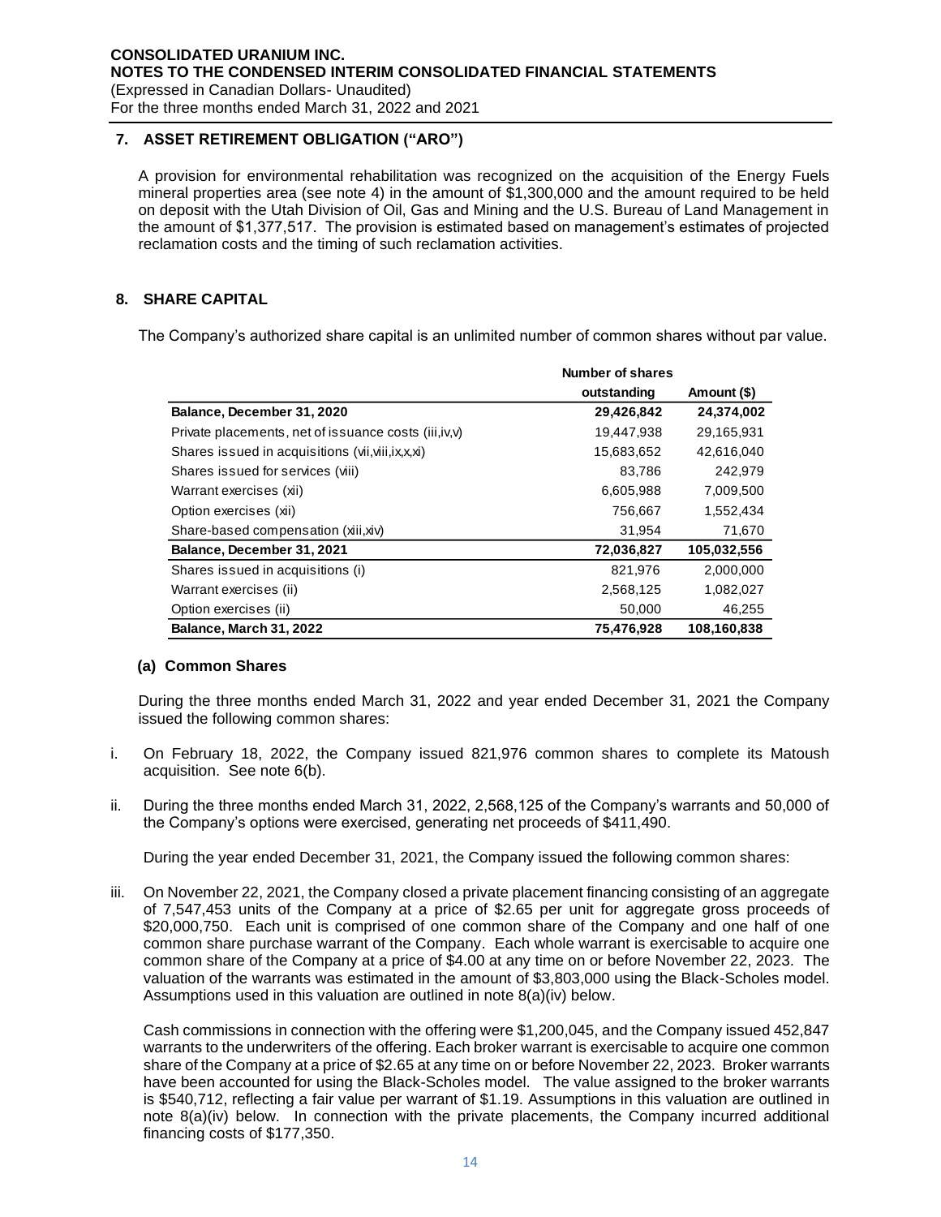## 7. ASSET RETIREMENT OBLIGATION ("ARO")

A provision for environmental rehabilitation was recognized on the acquisition of the Energy Fuels mineral properties area (see note 4) in the amount of $1,300,000 and the amount required to be held on deposit with the Utah Division of Oil, Gas and Mining and the U.S. Bureau of Land Management in the amount of $1,377,517. The provision is estimated based on management's estimates of projected reclamation costs and the timing of such reclamation activities.

## 8. SHARE CAPITAL

The Company's authorized share capital is an unlimited number of common shares without par value.

| | Number of shares outstanding | Amount ($) |
|---|---|---|
| **Balance, December 31, 2020** | **29,426,842** | **24,374,002** |
| Private placements, net of issuance costs (iii,iv,v) | 19,447,938 | 29,165,931 |
| Shares issued in acquisitions (vii,viii,ix,x,xi) | 15,683,652 | 42,616,040 |
| Shares issued for services (viii) | 83,786 | 242,979 |
| Warrant exercises (xii) | 6,605,988 | 7,009,500 |
| Option exercises (xii) | 756,667 | 1,552,434 |
| Share-based compensation (xiii,xiv) | 31,954 | 71,670 |
| **Balance, December 31, 2021** | **72,036,827** | **105,032,556** |
| Shares issued in acquisitions (i) | 821,976 | 2,000,000 |
| Warrant exercises (ii) | 2,568,125 | 1,082,027 |
| Option exercises (ii) | 50,000 | 46,255 |
| **Balance, March 31, 2022** | **75,476,928** | **108,160,838** |

### (a) Common Shares

During the three months ended March 31, 2022 and year ended December 31, 2021 the Company issued the following common shares:

i. On February 18, 2022, the Company issued 821,976 common shares to complete its Matoush acquisition. See note 6(b).

ii. During the three months ended March 31, 2022, 2,568,125 of the Company's warrants and 50,000 of the Company's options were exercised, generating net proceeds of $411,490.

During the year ended December 31, 2021, the Company issued the following common shares:

iii. On November 22, 2021, the Company closed a private placement financing consisting of an aggregate of 7,547,453 units of the Company at a price of $2.65 per unit for aggregate gross proceeds of $20,000,750. Each unit is comprised of one common share of the Company and one half of one common share purchase warrant of the Company. Each whole warrant is exercisable to acquire one common share of the Company at a price of $4.00 at any time on or before November 22, 2023. The valuation of the warrants was estimated in the amount of $3,803,000 using the Black-Scholes model. Assumptions used in this valuation are outlined in note 8(a)(iv) below.

Cash commissions in connection with the offering were $1,200,045, and the Company issued 452,847 warrants to the underwriters of the offering. Each broker warrant is exercisable to acquire one common share of the Company at a price of $2.65 at any time on or before November 22, 2023. Broker warrants have been accounted for using the Black-Scholes model. The value assigned to the broker warrants is $540,712, reflecting a fair value per warrant of $1.19. Assumptions in this valuation are outlined in note 8(a)(iv) below. In connection with the private placements, the Company incurred additional financing costs of $177,350.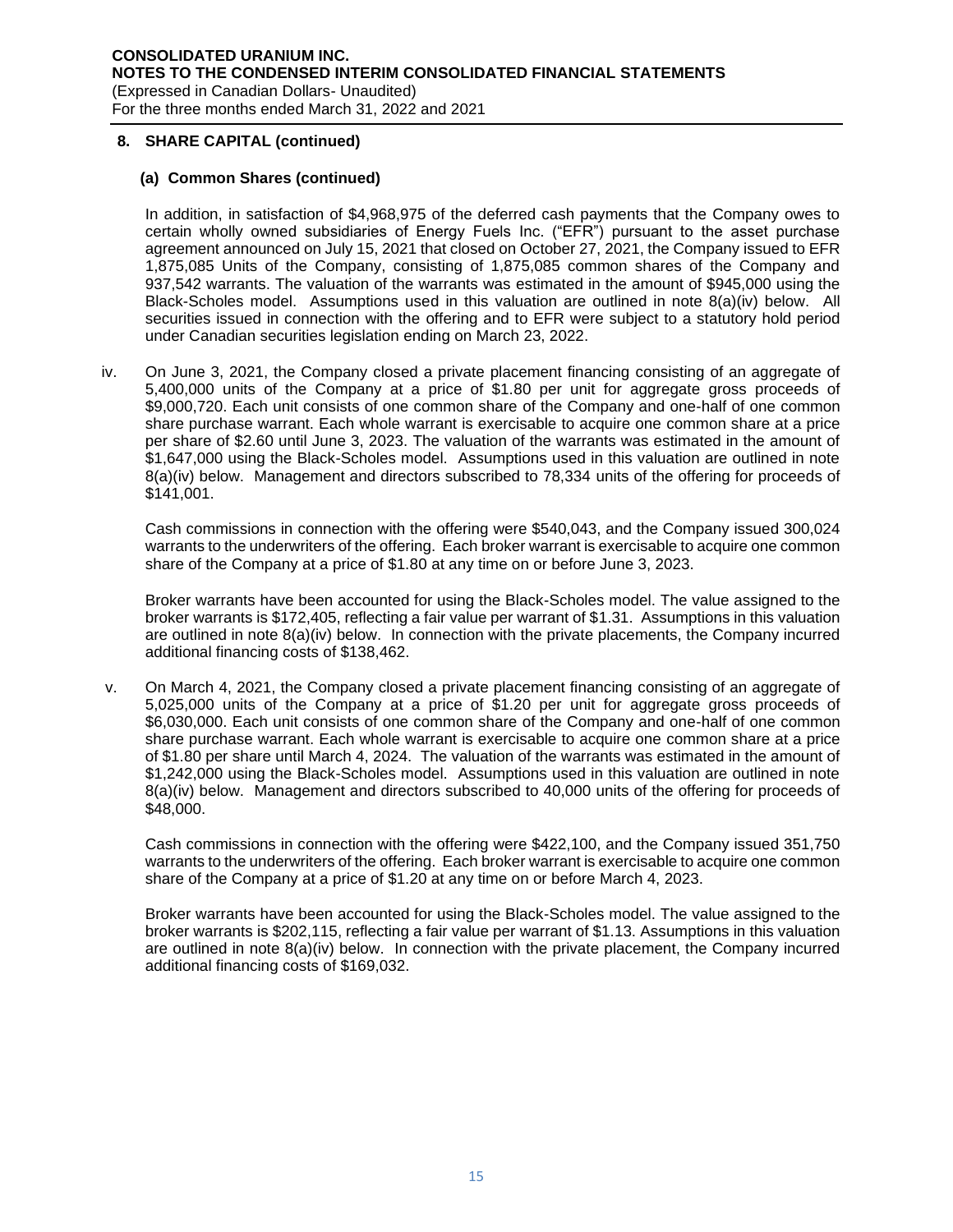## 8. SHARE CAPITAL (continued)

### (a) Common Shares (continued)

In addition, in satisfaction of $4,968,975 of the deferred cash payments that the Company owes to certain wholly owned subsidiaries of Energy Fuels Inc. ("EFR") pursuant to the asset purchase agreement announced on July 15, 2021 that closed on October 27, 2021, the Company issued to EFR 1,875,085 Units of the Company, consisting of 1,875,085 common shares of the Company and 937,542 warrants. The valuation of the warrants was estimated in the amount of $945,000 using the Black-Scholes model. Assumptions used in this valuation are outlined in note 8(a)(iv) below. All securities issued in connection with the offering and to EFR were subject to a statutory hold period under Canadian securities legislation ending on March 23, 2022.

iv. On June 3, 2021, the Company closed a private placement financing consisting of an aggregate of 5,400,000 units of the Company at a price of $1.80 per unit for aggregate gross proceeds of $9,000,720. Each unit consists of one common share of the Company and one-half of one common share purchase warrant. Each whole warrant is exercisable to acquire one common share at a price per share of $2.60 until June 3, 2023. The valuation of the warrants was estimated in the amount of $1,647,000 using the Black-Scholes model. Assumptions used in this valuation are outlined in note 8(a)(iv) below. Management and directors subscribed to 78,334 units of the offering for proceeds of $141,001.

Cash commissions in connection with the offering were $540,043, and the Company issued 300,024 warrants to the underwriters of the offering. Each broker warrant is exercisable to acquire one common share of the Company at a price of $1.80 at any time on or before June 3, 2023.

Broker warrants have been accounted for using the Black-Scholes model. The value assigned to the broker warrants is $172,405, reflecting a fair value per warrant of $1.31. Assumptions in this valuation are outlined in note 8(a)(iv) below. In connection with the private placements, the Company incurred additional financing costs of $138,462.

v. On March 4, 2021, the Company closed a private placement financing consisting of an aggregate of 5,025,000 units of the Company at a price of $1.20 per unit for aggregate gross proceeds of $6,030,000. Each unit consists of one common share of the Company and one-half of one common share purchase warrant. Each whole warrant is exercisable to acquire one common share at a price of $1.80 per share until March 4, 2024. The valuation of the warrants was estimated in the amount of $1,242,000 using the Black-Scholes model. Assumptions used in this valuation are outlined in note 8(a)(iv) below. Management and directors subscribed to 40,000 units of the offering for proceeds of $48,000.

Cash commissions in connection with the offering were $422,100, and the Company issued 351,750 warrants to the underwriters of the offering. Each broker warrant is exercisable to acquire one common share of the Company at a price of $1.20 at any time on or before March 4, 2023.

Broker warrants have been accounted for using the Black-Scholes model. The value assigned to the broker warrants is $202,115, reflecting a fair value per warrant of $1.13. Assumptions in this valuation are outlined in note 8(a)(iv) below. In connection with the private placement, the Company incurred additional financing costs of $169,032.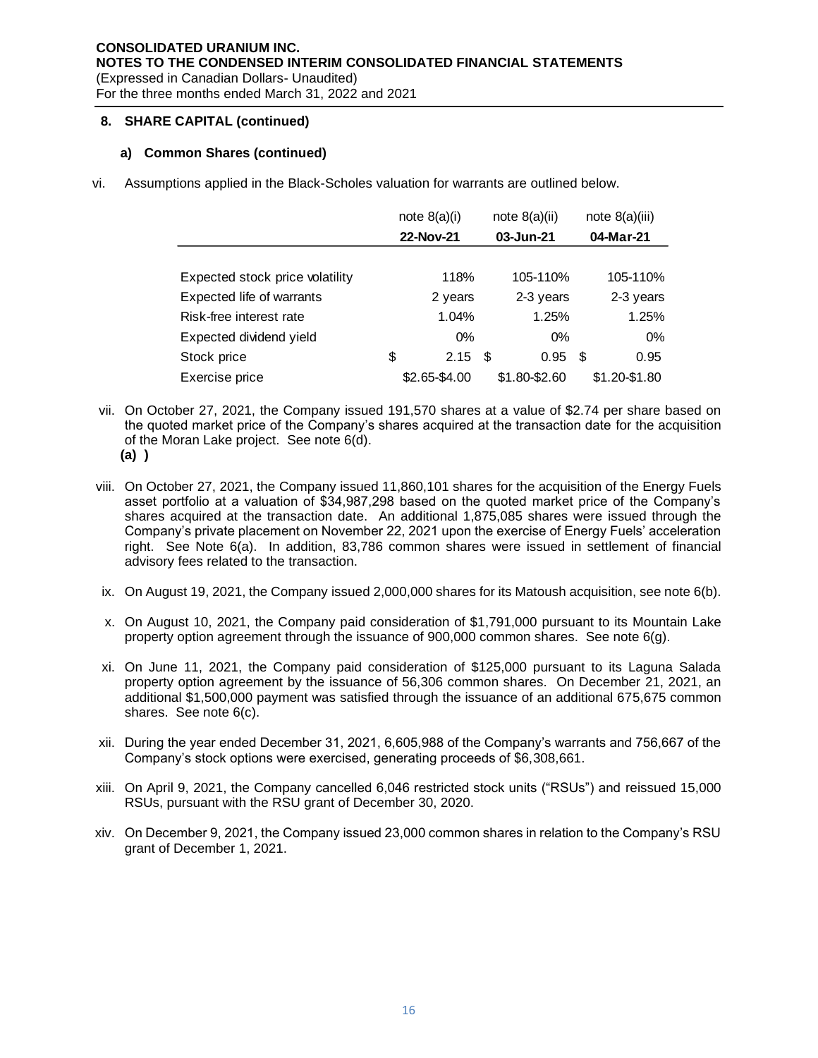## 8. SHARE CAPITAL (continued)

### a) Common Shares (continued)

vi. Assumptions applied in the Black-Scholes valuation for warrants are outlined below.

| | note 8(a)(i) | note 8(a)(ii) | note 8(a)(iii) |
|---|---|---|---|
| | **22-Nov-21** | **03-Jun-21** | **04-Mar-21** |
| Expected stock price volatility | 118% | 105-110% | 105-110% |
| Expected life of warrants | 2 years | 2-3 years | 2-3 years |
| Risk-free interest rate | 1.04% | 1.25% | 1.25% |
| Expected dividend yield | 0% | 0% | 0% |
| Stock price | $ 2.15 | $ 0.95 | $ 0.95 |
| Exercise price | $2.65-$4.00 | $1.80-$2.60 | $1.20-$1.80 |

vii. On October 27, 2021, the Company issued 191,570 shares at a value of $2.74 per share based on the quoted market price of the Company's shares acquired at the transaction date for the acquisition of the Moran Lake project. See note 6(d).
**(a) )**

viii. On October 27, 2021, the Company issued 11,860,101 shares for the acquisition of the Energy Fuels asset portfolio at a valuation of $34,987,298 based on the quoted market price of the Company's shares acquired at the transaction date. An additional 1,875,085 shares were issued through the Company's private placement on November 22, 2021 upon the exercise of Energy Fuels' acceleration right. See Note 6(a). In addition, 83,786 common shares were issued in settlement of financial advisory fees related to the transaction.

ix. On August 19, 2021, the Company issued 2,000,000 shares for its Matoush acquisition, see note 6(b).

x. On August 10, 2021, the Company paid consideration of $1,791,000 pursuant to its Mountain Lake property option agreement through the issuance of 900,000 common shares. See note 6(g).

xi. On June 11, 2021, the Company paid consideration of $125,000 pursuant to its Laguna Salada property option agreement by the issuance of 56,306 common shares. On December 21, 2021, an additional $1,500,000 payment was satisfied through the issuance of an additional 675,675 common shares. See note 6(c).

xii. During the year ended December 31, 2021, 6,605,988 of the Company's warrants and 756,667 of the Company's stock options were exercised, generating proceeds of $6,308,661.

xiii. On April 9, 2021, the Company cancelled 6,046 restricted stock units ("RSUs") and reissued 15,000 RSUs, pursuant with the RSU grant of December 30, 2020.

xiv. On December 9, 2021, the Company issued 23,000 common shares in relation to the Company's RSU grant of December 1, 2021.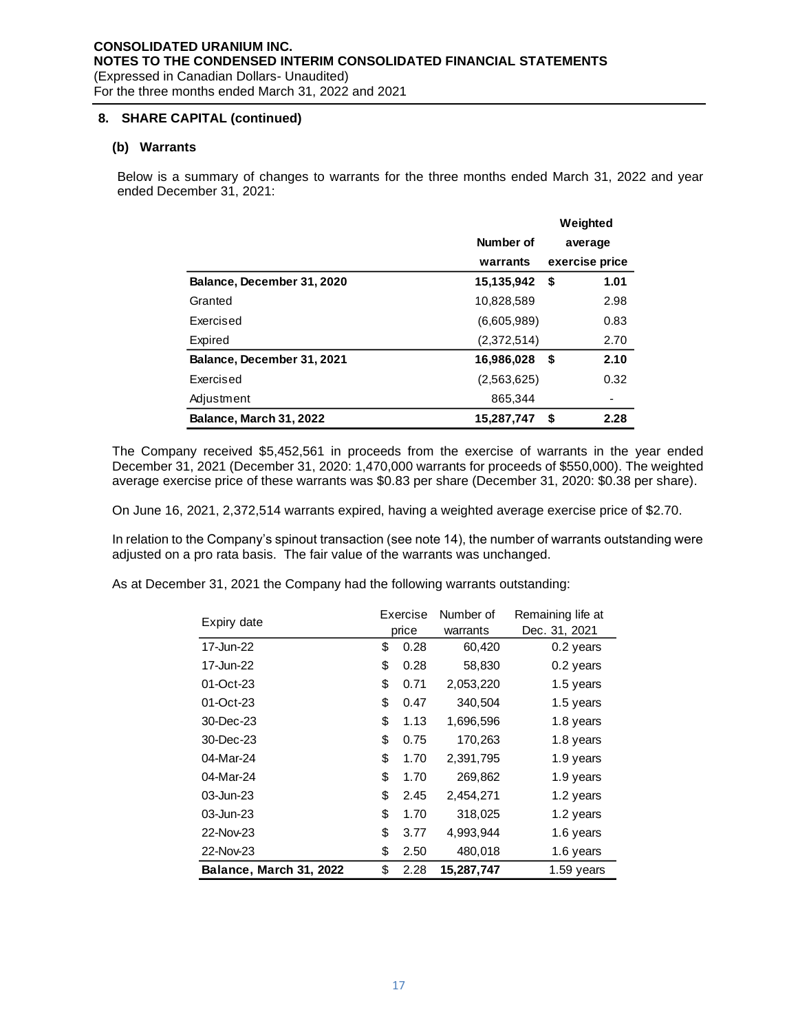## 8. SHARE CAPITAL (continued)

### (b) Warrants

Below is a summary of changes to warrants for the three months ended March 31, 2022 and year ended December 31, 2021:

| | Number of warrants | Weighted average exercise price |
|---|---|---|
| **Balance, December 31, 2020** | **15,135,942** | **$ 1.01** |
| Granted | 10,828,589 | 2.98 |
| Exercised | (6,605,989) | 0.83 |
| Expired | (2,372,514) | 2.70 |
| **Balance, December 31, 2021** | **16,986,028** | **$ 2.10** |
| Exercised | (2,563,625) | 0.32 |
| Adjustment | 865,344 | - |
| **Balance, March 31, 2022** | **15,287,747** | **$ 2.28** |

The Company received $5,452,561 in proceeds from the exercise of warrants in the year ended December 31, 2021 (December 31, 2020: 1,470,000 warrants for proceeds of $550,000). The weighted average exercise price of these warrants was $0.83 per share (December 31, 2020: $0.38 per share).

On June 16, 2021, 2,372,514 warrants expired, having a weighted average exercise price of $2.70.

In relation to the Company's spinout transaction (see note 14), the number of warrants outstanding were adjusted on a pro rata basis. The fair value of the warrants was unchanged.

As at December 31, 2021 the Company had the following warrants outstanding:

| Expiry date | Exercise price | Number of warrants | Remaining life at Dec. 31, 2021 |
|---|---|---|---|
| 17-Jun-22 | $ 0.28 | 60,420 | 0.2 years |
| 17-Jun-22 | $ 0.28 | 58,830 | 0.2 years |
| 01-Oct-23 | $ 0.71 | 2,053,220 | 1.5 years |
| 01-Oct-23 | $ 0.47 | 340,504 | 1.5 years |
| 30-Dec-23 | $ 1.13 | 1,696,596 | 1.8 years |
| 30-Dec-23 | $ 0.75 | 170,263 | 1.8 years |
| 04-Mar-24 | $ 1.70 | 2,391,795 | 1.9 years |
| 04-Mar-24 | $ 1.70 | 269,862 | 1.9 years |
| 03-Jun-23 | $ 2.45 | 2,454,271 | 1.2 years |
| 03-Jun-23 | $ 1.70 | 318,025 | 1.2 years |
| 22-Nov-23 | $ 3.77 | 4,993,944 | 1.6 years |
| 22-Nov-23 | $ 2.50 | 480,018 | 1.6 years |
| **Balance, March 31, 2022** | $ 2.28 | **15,287,747** | 1.59 years |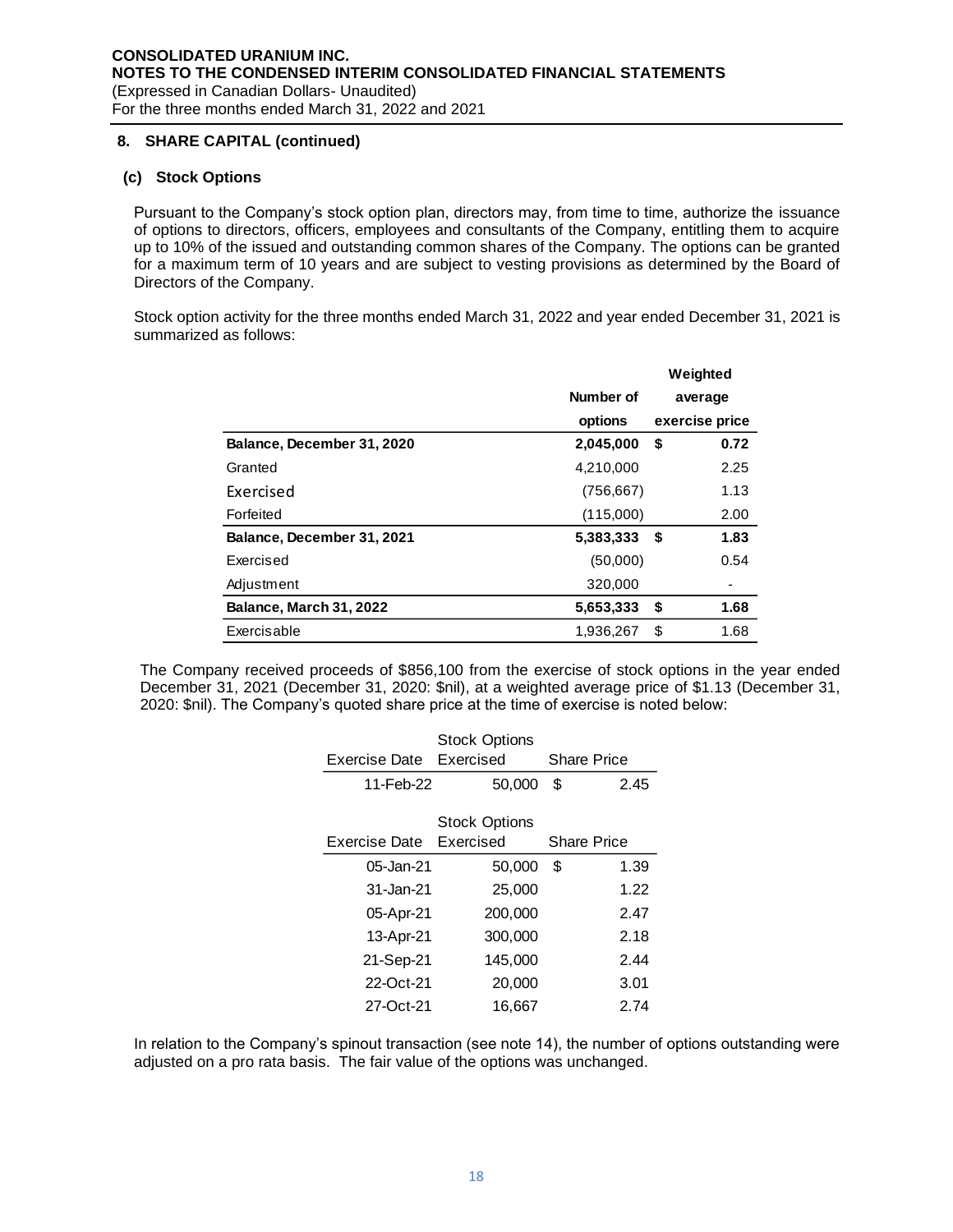## 8. SHARE CAPITAL (continued)

### (c) Stock Options

Pursuant to the Company's stock option plan, directors may, from time to time, authorize the issuance of options to directors, officers, employees and consultants of the Company, entitling them to acquire up to 10% of the issued and outstanding common shares of the Company. The options can be granted for a maximum term of 10 years and are subject to vesting provisions as determined by the Board of Directors of the Company.

Stock option activity for the three months ended March 31, 2022 and year ended December 31, 2021 is summarized as follows:

| | Number of options | Weighted average exercise price |
|---|---|---|
| **Balance, December 31, 2020** | **2,045,000** | **$ 0.72** |
| Granted | 4,210,000 | 2.25 |
| Exercised | (756,667) | 1.13 |
| Forfeited | (115,000) | 2.00 |
| **Balance, December 31, 2021** | **5,383,333** | **$ 1.83** |
| Exercised | (50,000) | 0.54 |
| Adjustment | 320,000 | - |
| **Balance, March 31, 2022** | **5,653,333** | **$ 1.68** |
| Exercisable | 1,936,267 | $ 1.68 |

The Company received proceeds of $856,100 from the exercise of stock options in the year ended December 31, 2021 (December 31, 2020: $nil), at a weighted average price of $1.13 (December 31, 2020: $nil). The Company's quoted share price at the time of exercise is noted below:

| Exercise Date | Stock Options Exercised | Share Price |
|---|---|---|
| 11-Feb-22 | 50,000 | $ 2.45 |

| Exercise Date | Stock Options Exercised | Share Price |
|---|---|---|
| 05-Jan-21 | 50,000 | $ 1.39 |
| 31-Jan-21 | 25,000 | 1.22 |
| 05-Apr-21 | 200,000 | 2.47 |
| 13-Apr-21 | 300,000 | 2.18 |
| 21-Sep-21 | 145,000 | 2.44 |
| 22-Oct-21 | 20,000 | 3.01 |
| 27-Oct-21 | 16,667 | 2.74 |

In relation to the Company's spinout transaction (see note 14), the number of options outstanding were adjusted on a pro rata basis. The fair value of the options was unchanged.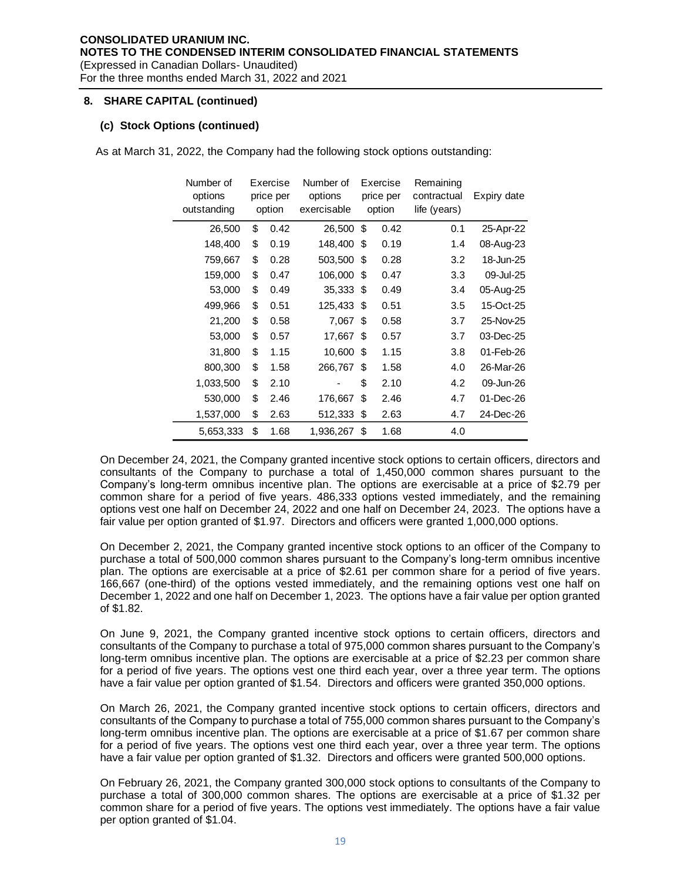**8. SHARE CAPITAL (continued)**

**(c) Stock Options (continued)**

As at March 31, 2022, the Company had the following stock options outstanding:

| Number of options outstanding | Exercise price per option | Number of options exercisable | Exercise price per option | Remaining contractual life (years) | Expiry date |
|---|---|---|---|---|---|
| 26,500 | $ 0.42 | 26,500 | $ 0.42 | 0.1 | 25-Apr-22 |
| 148,400 | $ 0.19 | 148,400 | $ 0.19 | 1.4 | 08-Aug-23 |
| 759,667 | $ 0.28 | 503,500 | $ 0.28 | 3.2 | 18-Jun-25 |
| 159,000 | $ 0.47 | 106,000 | $ 0.47 | 3.3 | 09-Jul-25 |
| 53,000 | $ 0.49 | 35,333 | $ 0.49 | 3.4 | 05-Aug-25 |
| 499,966 | $ 0.51 | 125,433 | $ 0.51 | 3.5 | 15-Oct-25 |
| 21,200 | $ 0.58 | 7,067 | $ 0.58 | 3.7 | 25-Nov-25 |
| 53,000 | $ 0.57 | 17,667 | $ 0.57 | 3.7 | 03-Dec-25 |
| 31,800 | $ 1.15 | 10,600 | $ 1.15 | 3.8 | 01-Feb-26 |
| 800,300 | $ 1.58 | 266,767 | $ 1.58 | 4.0 | 26-Mar-26 |
| 1,033,500 | $ 2.10 | - | $ 2.10 | 4.2 | 09-Jun-26 |
| 530,000 | $ 2.46 | 176,667 | $ 2.46 | 4.7 | 01-Dec-26 |
| 1,537,000 | $ 2.63 | 512,333 | $ 2.63 | 4.7 | 24-Dec-26 |
| 5,653,333 | $ 1.68 | 1,936,267 | $ 1.68 | 4.0 | |

On December 24, 2021, the Company granted incentive stock options to certain officers, directors and consultants of the Company to purchase a total of 1,450,000 common shares pursuant to the Company's long-term omnibus incentive plan. The options are exercisable at a price of $2.79 per common share for a period of five years. 486,333 options vested immediately, and the remaining options vest one half on December 24, 2022 and one half on December 24, 2023. The options have a fair value per option granted of $1.97. Directors and officers were granted 1,000,000 options.

On December 2, 2021, the Company granted incentive stock options to an officer of the Company to purchase a total of 500,000 common shares pursuant to the Company's long-term omnibus incentive plan. The options are exercisable at a price of $2.61 per common share for a period of five years. 166,667 (one-third) of the options vested immediately, and the remaining options vest one half on December 1, 2022 and one half on December 1, 2023. The options have a fair value per option granted of $1.82.

On June 9, 2021, the Company granted incentive stock options to certain officers, directors and consultants of the Company to purchase a total of 975,000 common shares pursuant to the Company's long-term omnibus incentive plan. The options are exercisable at a price of $2.23 per common share for a period of five years. The options vest one third each year, over a three year term. The options have a fair value per option granted of $1.54. Directors and officers were granted 350,000 options.

On March 26, 2021, the Company granted incentive stock options to certain officers, directors and consultants of the Company to purchase a total of 755,000 common shares pursuant to the Company's long-term omnibus incentive plan. The options are exercisable at a price of $1.67 per common share for a period of five years. The options vest one third each year, over a three year term. The options have a fair value per option granted of $1.32. Directors and officers were granted 500,000 options.

On February 26, 2021, the Company granted 300,000 stock options to consultants of the Company to purchase a total of 300,000 common shares. The options are exercisable at a price of $1.32 per common share for a period of five years. The options vest immediately. The options have a fair value per option granted of $1.04.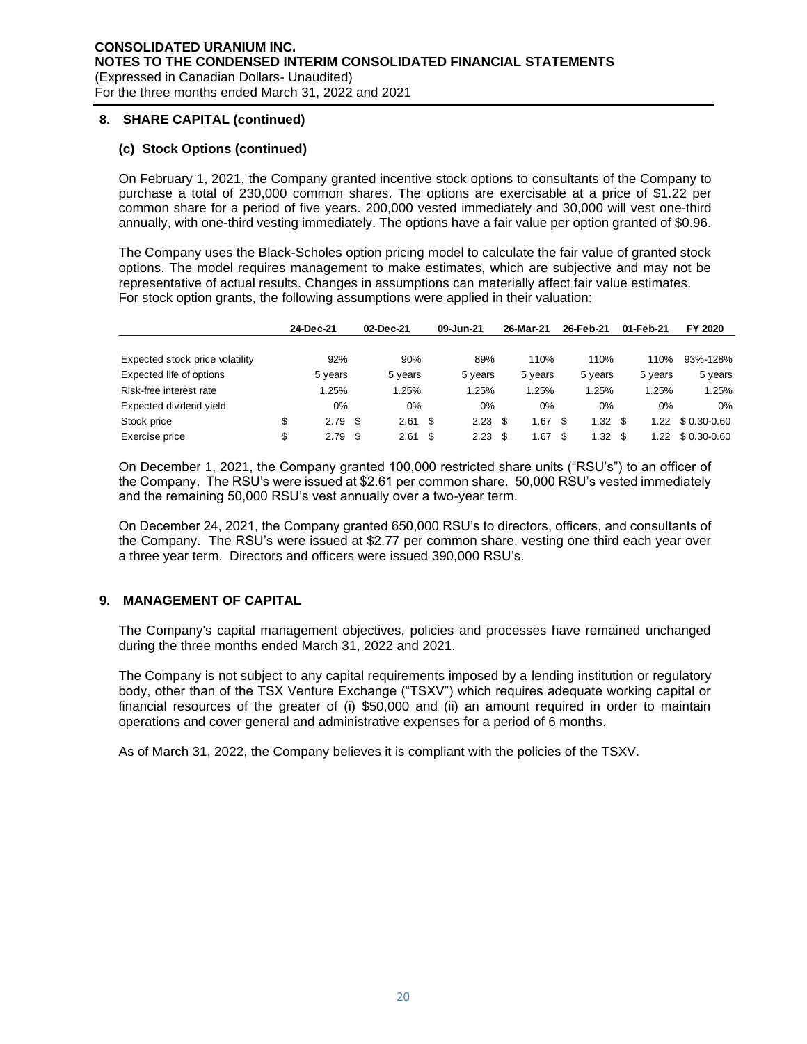## 8. SHARE CAPITAL (continued)

### (c) Stock Options (continued)

On February 1, 2021, the Company granted incentive stock options to consultants of the Company to purchase a total of 230,000 common shares. The options are exercisable at a price of \$1.22 per common share for a period of five years. 200,000 vested immediately and 30,000 will vest one-third annually, with one-third vesting immediately. The options have a fair value per option granted of \$0.96.

The Company uses the Black-Scholes option pricing model to calculate the fair value of granted stock options. The model requires management to make estimates, which are subjective and may not be representative of actual results. Changes in assumptions can materially affect fair value estimates. For stock option grants, the following assumptions were applied in their valuation:

| | 24-Dec-21 | 02-Dec-21 | 09-Jun-21 | 26-Mar-21 | 26-Feb-21 | 01-Feb-21 | FY 2020 |
|---|---|---|---|---|---|---|---|
| Expected stock price volatility | 92% | 90% | 89% | 110% | 110% | 110% | 93%-128% |
| Expected life of options | 5 years | 5 years | 5 years | 5 years | 5 years | 5 years | 5 years |
| Risk-free interest rate | 1.25% | 1.25% | 1.25% | 1.25% | 1.25% | 1.25% | 1.25% |
| Expected dividend yield | 0% | 0% | 0% | 0% | 0% | 0% | 0% |
| Stock price | \$ 2.79 | \$ 2.61 | \$ 2.23 | \$ 1.67 | \$ 1.32 | \$ 1.22 | \$ 0.30-0.60 |
| Exercise price | \$ 2.79 | \$ 2.61 | \$ 2.23 | \$ 1.67 | \$ 1.32 | \$ 1.22 | \$ 0.30-0.60 |

On December 1, 2021, the Company granted 100,000 restricted share units ("RSU's") to an officer of the Company. The RSU's were issued at \$2.61 per common share. 50,000 RSU's vested immediately and the remaining 50,000 RSU's vest annually over a two-year term.

On December 24, 2021, the Company granted 650,000 RSU's to directors, officers, and consultants of the Company. The RSU's were issued at \$2.77 per common share, vesting one third each year over a three year term. Directors and officers were issued 390,000 RSU's.

## 9. MANAGEMENT OF CAPITAL

The Company's capital management objectives, policies and processes have remained unchanged during the three months ended March 31, 2022 and 2021.

The Company is not subject to any capital requirements imposed by a lending institution or regulatory body, other than of the TSX Venture Exchange ("TSXV") which requires adequate working capital or financial resources of the greater of (i) \$50,000 and (ii) an amount required in order to maintain operations and cover general and administrative expenses for a period of 6 months.

As of March 31, 2022, the Company believes it is compliant with the policies of the TSXV.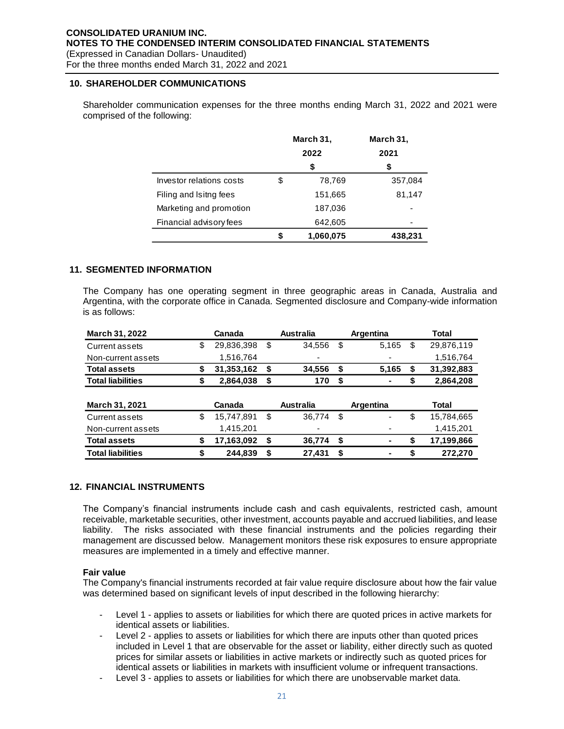**CONSOLIDATED URANIUM INC.**
**NOTES TO THE CONDENSED INTERIM CONSOLIDATED FINANCIAL STATEMENTS**
(Expressed in Canadian Dollars- Unaudited)
For the three months ended March 31, 2022 and 2021

## 10. SHAREHOLDER COMMUNICATIONS

Shareholder communication expenses for the three months ending March 31, 2022 and 2021 were comprised of the following:

| | March 31, 2022 $ | March 31, 2021 $ |
|---|---|---|
| Investor relations costs | $ 78,769 | 357,084 |
| Filing and lsitng fees | 151,665 | 81,147 |
| Marketing and promotion | 187,036 | - |
| Financial advisory fees | 642,605 | - |
| | **$ 1,060,075** | **438,231** |

## 11. SEGMENTED INFORMATION

The Company has one operating segment in three geographic areas in Canada, Australia and Argentina, with the corporate office in Canada. Segmented disclosure and Company-wide information is as follows:

| **March 31, 2022** | **Canada** | **Australia** | **Argentina** | **Total** |
|---|---|---|---|---|
| Current assets | $ 29,836,398 | $ 34,556 | $ 5,165 | $ 29,876,119 |
| Non-current assets | 1,516,764 | - | - | 1,516,764 |
| **Total assets** | **$ 31,353,162** | **$ 34,556** | **$ 5,165** | **$ 31,392,883** |
| **Total liabilities** | **$ 2,864,038** | **$ 170** | **$ -** | **$ 2,864,208** |

| **March 31, 2021** | **Canada** | **Australia** | **Argentina** | **Total** |
|---|---|---|---|---|
| Current assets | $ 15,747,891 | $ 36,774 | $ - | $ 15,784,665 |
| Non-current assets | 1,415,201 | - | - | 1,415,201 |
| **Total assets** | **$ 17,163,092** | **$ 36,774** | **$ -** | **$ 17,199,866** |
| **Total liabilities** | **$ 244,839** | **$ 27,431** | **$ -** | **$ 272,270** |

## 12. FINANCIAL INSTRUMENTS

The Company's financial instruments include cash and cash equivalents, restricted cash, amount receivable, marketable securities, other investment, accounts payable and accrued liabilities, and lease liability. The risks associated with these financial instruments and the policies regarding their management are discussed below. Management monitors these risk exposures to ensure appropriate measures are implemented in a timely and effective manner.

**Fair value**
The Company's financial instruments recorded at fair value require disclosure about how the fair value was determined based on significant levels of input described in the following hierarchy:

- Level 1 - applies to assets or liabilities for which there are quoted prices in active markets for identical assets or liabilities.
- Level 2 - applies to assets or liabilities for which there are inputs other than quoted prices included in Level 1 that are observable for the asset or liability, either directly such as quoted prices for similar assets or liabilities in active markets or indirectly such as quoted prices for identical assets or liabilities in markets with insufficient volume or infrequent transactions.
- Level 3 - applies to assets or liabilities for which there are unobservable market data.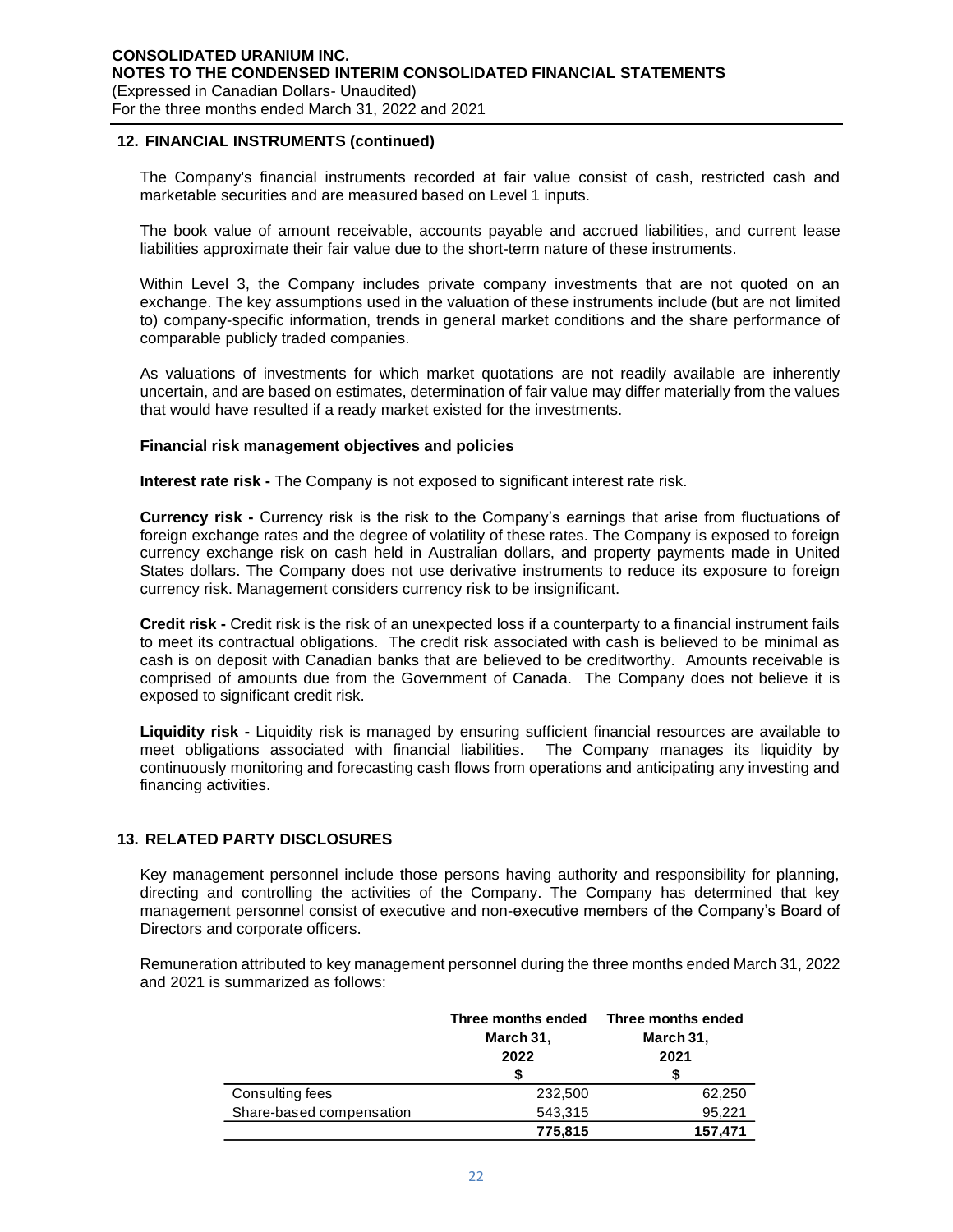## 12. FINANCIAL INSTRUMENTS (continued)

The Company's financial instruments recorded at fair value consist of cash, restricted cash and marketable securities and are measured based on Level 1 inputs.

The book value of amount receivable, accounts payable and accrued liabilities, and current lease liabilities approximate their fair value due to the short-term nature of these instruments.

Within Level 3, the Company includes private company investments that are not quoted on an exchange. The key assumptions used in the valuation of these instruments include (but are not limited to) company-specific information, trends in general market conditions and the share performance of comparable publicly traded companies.

As valuations of investments for which market quotations are not readily available are inherently uncertain, and are based on estimates, determination of fair value may differ materially from the values that would have resulted if a ready market existed for the investments.

### Financial risk management objectives and policies

**Interest rate risk -** The Company is not exposed to significant interest rate risk.

**Currency risk -** Currency risk is the risk to the Company's earnings that arise from fluctuations of foreign exchange rates and the degree of volatility of these rates. The Company is exposed to foreign currency exchange risk on cash held in Australian dollars, and property payments made in United States dollars. The Company does not use derivative instruments to reduce its exposure to foreign currency risk. Management considers currency risk to be insignificant.

**Credit risk -** Credit risk is the risk of an unexpected loss if a counterparty to a financial instrument fails to meet its contractual obligations. The credit risk associated with cash is believed to be minimal as cash is on deposit with Canadian banks that are believed to be creditworthy. Amounts receivable is comprised of amounts due from the Government of Canada. The Company does not believe it is exposed to significant credit risk.

**Liquidity risk -** Liquidity risk is managed by ensuring sufficient financial resources are available to meet obligations associated with financial liabilities. The Company manages its liquidity by continuously monitoring and forecasting cash flows from operations and anticipating any investing and financing activities.

## 13. RELATED PARTY DISCLOSURES

Key management personnel include those persons having authority and responsibility for planning, directing and controlling the activities of the Company. The Company has determined that key management personnel consist of executive and non-executive members of the Company's Board of Directors and corporate officers.

Remuneration attributed to key management personnel during the three months ended March 31, 2022 and 2021 is summarized as follows:

| | Three months ended March 31, 2022 | Three months ended March 31, 2021 |
|---|---|---|
| | $ | $ |
| Consulting fees | 232,500 | 62,250 |
| Share-based compensation | 543,315 | 95,221 |
| | **775,815** | **157,471** |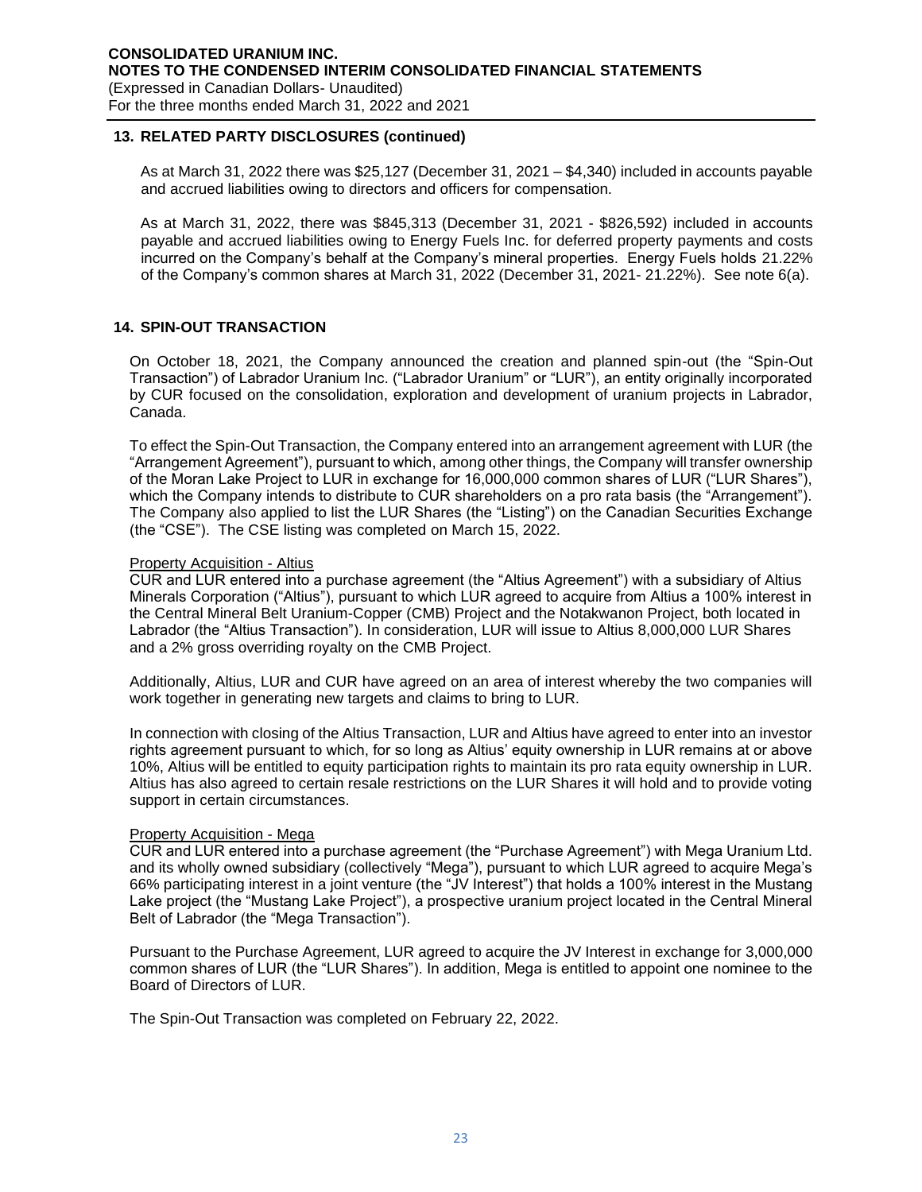## 13. RELATED PARTY DISCLOSURES (continued)

As at March 31, 2022 there was $25,127 (December 31, 2021 – $4,340) included in accounts payable and accrued liabilities owing to directors and officers for compensation.

As at March 31, 2022, there was $845,313 (December 31, 2021 - $826,592) included in accounts payable and accrued liabilities owing to Energy Fuels Inc. for deferred property payments and costs incurred on the Company's behalf at the Company's mineral properties. Energy Fuels holds 21.22% of the Company's common shares at March 31, 2022 (December 31, 2021- 21.22%). See note 6(a).

## 14. SPIN-OUT TRANSACTION

On October 18, 2021, the Company announced the creation and planned spin-out (the "Spin-Out Transaction") of Labrador Uranium Inc. ("Labrador Uranium" or "LUR"), an entity originally incorporated by CUR focused on the consolidation, exploration and development of uranium projects in Labrador, Canada.

To effect the Spin-Out Transaction, the Company entered into an arrangement agreement with LUR (the "Arrangement Agreement"), pursuant to which, among other things, the Company will transfer ownership of the Moran Lake Project to LUR in exchange for 16,000,000 common shares of LUR ("LUR Shares"), which the Company intends to distribute to CUR shareholders on a pro rata basis (the "Arrangement"). The Company also applied to list the LUR Shares (the "Listing") on the Canadian Securities Exchange (the "CSE"). The CSE listing was completed on March 15, 2022.

Property Acquisition - Altius

CUR and LUR entered into a purchase agreement (the "Altius Agreement") with a subsidiary of Altius Minerals Corporation ("Altius"), pursuant to which LUR agreed to acquire from Altius a 100% interest in the Central Mineral Belt Uranium-Copper (CMB) Project and the Notakwanon Project, both located in Labrador (the "Altius Transaction"). In consideration, LUR will issue to Altius 8,000,000 LUR Shares and a 2% gross overriding royalty on the CMB Project.

Additionally, Altius, LUR and CUR have agreed on an area of interest whereby the two companies will work together in generating new targets and claims to bring to LUR.

In connection with closing of the Altius Transaction, LUR and Altius have agreed to enter into an investor rights agreement pursuant to which, for so long as Altius' equity ownership in LUR remains at or above 10%, Altius will be entitled to equity participation rights to maintain its pro rata equity ownership in LUR. Altius has also agreed to certain resale restrictions on the LUR Shares it will hold and to provide voting support in certain circumstances.

Property Acquisition - Mega

CUR and LUR entered into a purchase agreement (the "Purchase Agreement") with Mega Uranium Ltd. and its wholly owned subsidiary (collectively "Mega"), pursuant to which LUR agreed to acquire Mega's 66% participating interest in a joint venture (the "JV Interest") that holds a 100% interest in the Mustang Lake project (the "Mustang Lake Project"), a prospective uranium project located in the Central Mineral Belt of Labrador (the "Mega Transaction").

Pursuant to the Purchase Agreement, LUR agreed to acquire the JV Interest in exchange for 3,000,000 common shares of LUR (the "LUR Shares"). In addition, Mega is entitled to appoint one nominee to the Board of Directors of LUR.

The Spin-Out Transaction was completed on February 22, 2022.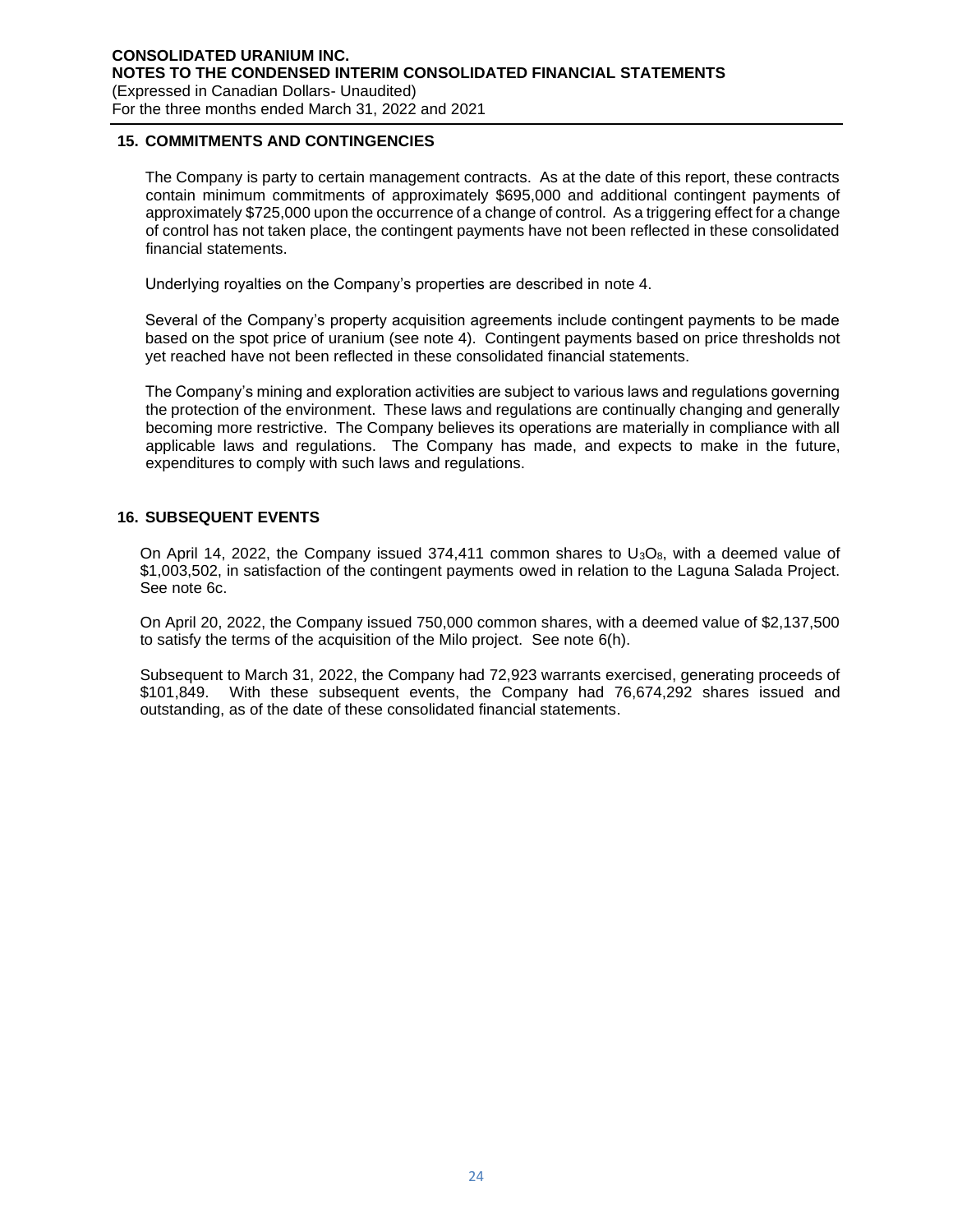## 15. COMMITMENTS AND CONTINGENCIES

The Company is party to certain management contracts. As at the date of this report, these contracts contain minimum commitments of approximately $695,000 and additional contingent payments of approximately $725,000 upon the occurrence of a change of control. As a triggering effect for a change of control has not taken place, the contingent payments have not been reflected in these consolidated financial statements.

Underlying royalties on the Company's properties are described in note 4.

Several of the Company's property acquisition agreements include contingent payments to be made based on the spot price of uranium (see note 4). Contingent payments based on price thresholds not yet reached have not been reflected in these consolidated financial statements.

The Company's mining and exploration activities are subject to various laws and regulations governing the protection of the environment. These laws and regulations are continually changing and generally becoming more restrictive. The Company believes its operations are materially in compliance with all applicable laws and regulations. The Company has made, and expects to make in the future, expenditures to comply with such laws and regulations.

## 16. SUBSEQUENT EVENTS

On April 14, 2022, the Company issued 374,411 common shares to $U_3O_8$, with a deemed value of $1,003,502, in satisfaction of the contingent payments owed in relation to the Laguna Salada Project. See note 6c.

On April 20, 2022, the Company issued 750,000 common shares, with a deemed value of $2,137,500 to satisfy the terms of the acquisition of the Milo project. See note 6(h).

Subsequent to March 31, 2022, the Company had 72,923 warrants exercised, generating proceeds of $101,849. With these subsequent events, the Company had 76,674,292 shares issued and outstanding, as of the date of these consolidated financial statements.